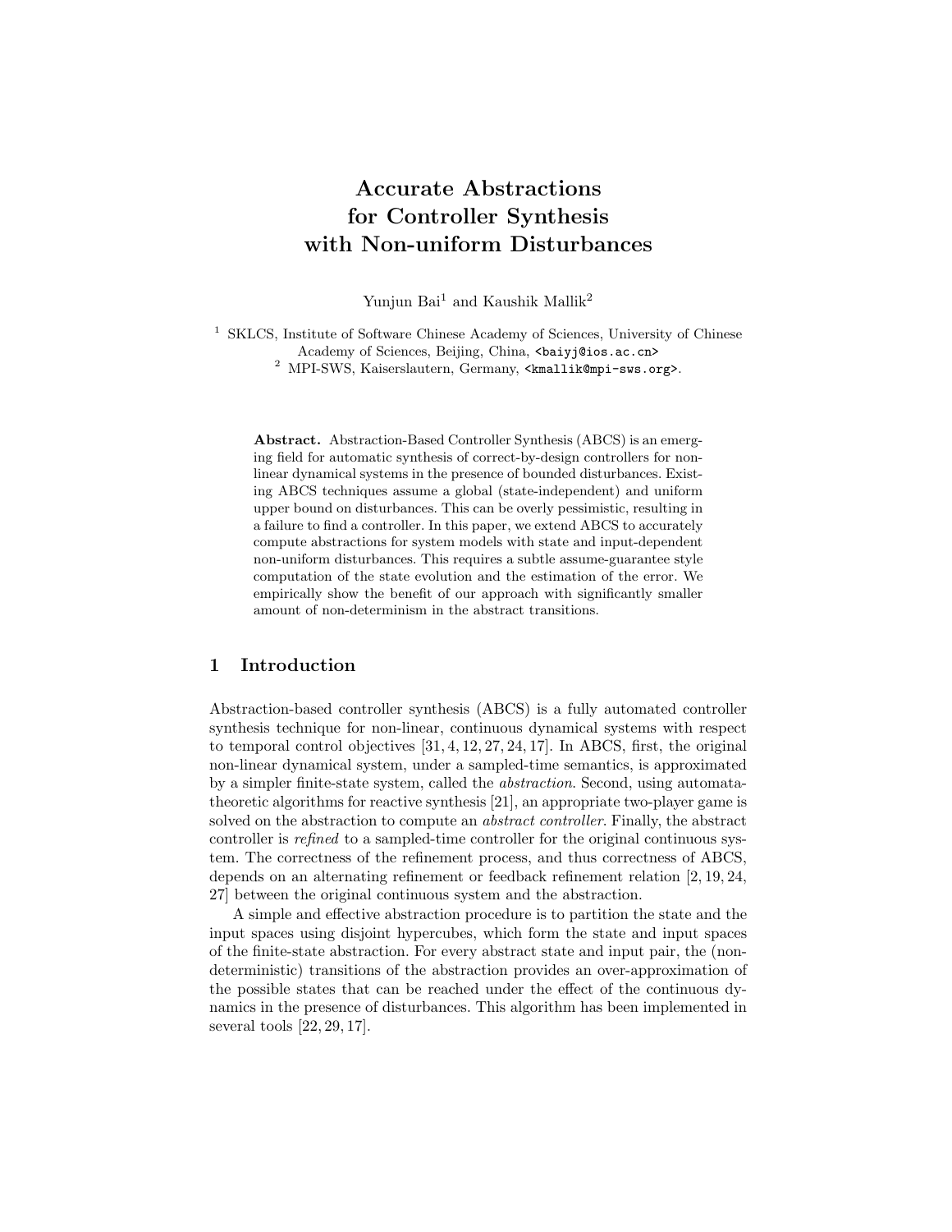# Accurate Abstractions for Controller Synthesis with Non-uniform Disturbances

Yunjun Bai[1] and Kaushik Mallik[2]

[1] SKLCS, Institute of Software Chinese Academy of Sciences, University of Chinese Academy of Sciences, Beijing, China, <baiyj@ios.ac.cn>

[2] MPI-SWS, Kaiserslautern, Germany, <kmallik@mpi-sws.org>.

**Abstract.** Abstraction-Based Controller Synthesis (ABCS) is an emerging field for automatic synthesis of correct-by-design controllers for non-linear dynamical systems in the presence of bounded disturbances. Existing ABCS techniques assume a global (state-independent) and uniform upper bound on disturbances. This can be overly pessimistic, resulting in a failure to find a controller. In this paper, we extend ABCS to accurately compute abstractions for system models with state and input-dependent non-uniform disturbances. This requires a subtle assume-guarantee style computation of the state evolution and the estimation of the error. We empirically show the benefit of our approach with significantly smaller amount of non-determinism in the abstract transitions.

## 1 Introduction

Abstraction-based controller synthesis (ABCS) is a fully automated controller synthesis technique for non-linear, continuous dynamical systems with respect to temporal control objectives [31, 4, 12, 27, 24, 17]. In ABCS, first, the original non-linear dynamical system, under a sampled-time semantics, is approximated by a simpler finite-state system, called the *abstraction*. Second, using automata-theoretic algorithms for reactive synthesis [21], an appropriate two-player game is solved on the abstraction to compute an *abstract controller*. Finally, the abstract controller is *refined* to a sampled-time controller for the original continuous system. The correctness of the refinement process, and thus correctness of ABCS, depends on an alternating refinement or feedback refinement relation [2, 19, 24, 27] between the original continuous system and the abstraction.

A simple and effective abstraction procedure is to partition the state and the input spaces using disjoint hypercubes, which form the state and input spaces of the finite-state abstraction. For every abstract state and input pair, the (non-deterministic) transitions of the abstraction provides an over-approximation of the possible states that can be reached under the effect of the continuous dynamics in the presence of disturbances. This algorithm has been implemented in several tools [22, 29, 17].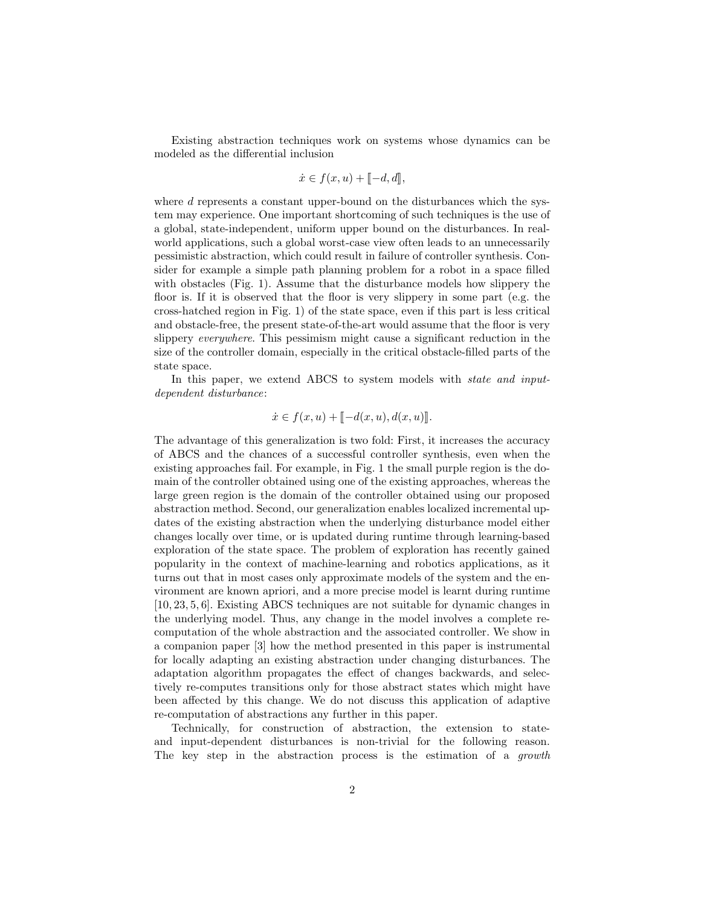Existing abstraction techniques work on systems whose dynamics can be modeled as the differential inclusion

$$\dot{x} \in f(x, u) + [\![-d, d]\!],$$

where $d$ represents a constant upper-bound on the disturbances which the system may experience. One important shortcoming of such techniques is the use of a global, state-independent, uniform upper bound on the disturbances. In real-world applications, such a global worst-case view often leads to an unnecessarily pessimistic abstraction, which could result in failure of controller synthesis. Consider for example a simple path planning problem for a robot in a space filled with obstacles (Fig. 1). Assume that the disturbance models how slippery the floor is. If it is observed that the floor is very slippery in some part (e.g. the cross-hatched region in Fig. 1) of the state space, even if this part is less critical and obstacle-free, the present state-of-the-art would assume that the floor is very slippery *everywhere*. This pessimism might cause a significant reduction in the size of the controller domain, especially in the critical obstacle-filled parts of the state space.

In this paper, we extend ABCS to system models with *state and input-dependent disturbance*:

$$\dot{x} \in f(x, u) + [\![-d(x, u), d(x, u)]\!].$$

The advantage of this generalization is two fold: First, it increases the accuracy of ABCS and the chances of a successful controller synthesis, even when the existing approaches fail. For example, in Fig. 1 the small purple region is the domain of the controller obtained using one of the existing approaches, whereas the large green region is the domain of the controller obtained using our proposed abstraction method. Second, our generalization enables localized incremental updates of the existing abstraction when the underlying disturbance model either changes locally over time, or is updated during runtime through learning-based exploration of the state space. The problem of exploration has recently gained popularity in the context of machine-learning and robotics applications, as it turns out that in most cases only approximate models of the system and the environment are known apriori, and a more precise model is learnt during runtime [10, 23, 5, 6]. Existing ABCS techniques are not suitable for dynamic changes in the underlying model. Thus, any change in the model involves a complete recomputation of the whole abstraction and the associated controller. We show in a companion paper [3] how the method presented in this paper is instrumental for locally adapting an existing abstraction under changing disturbances. The adaptation algorithm propagates the effect of changes backwards, and selectively re-computes transitions only for those abstract states which might have been affected by this change. We do not discuss this application of adaptive re-computation of abstractions any further in this paper.

Technically, for construction of abstraction, the extension to state- and input-dependent disturbances is non-trivial for the following reason. The key step in the abstraction process is the estimation of a *growth*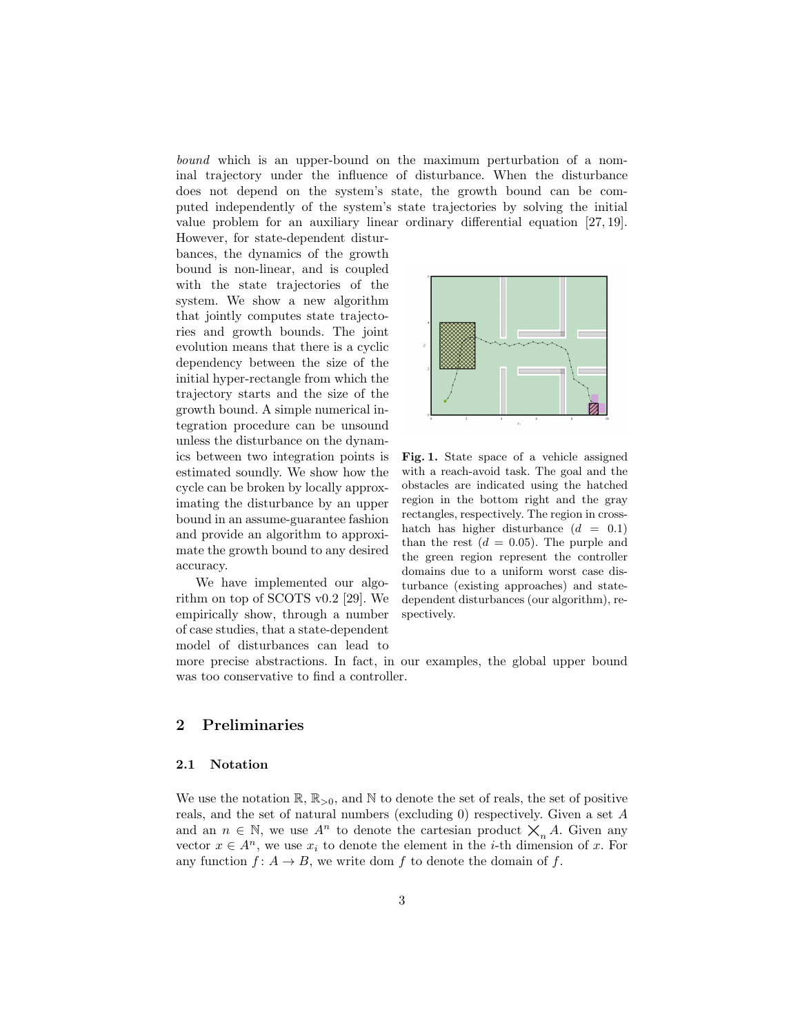*bound* which is an upper-bound on the maximum perturbation of a nominal trajectory under the influence of disturbance. When the disturbance does not depend on the system's state, the growth bound can be computed independently of the system's state trajectories by solving the initial value problem for an auxiliary linear ordinary differential equation [27, 19]. However, for state-dependent disturbances, the dynamics of the growth bound is non-linear, and is coupled with the state trajectories of the system. We show a new algorithm that jointly computes state trajectories and growth bounds. The joint evolution means that there is a cyclic dependency between the size of the initial hyper-rectangle from which the trajectory starts and the size of the growth bound. A simple numerical integration procedure can be unsound unless the disturbance on the dynamics between two integration points is estimated soundly. We show how the cycle can be broken by locally approximating the disturbance by an upper bound in an assume-guarantee fashion and provide an algorithm to approximate the growth bound to any desired accuracy.

**Fig. 1.** State space of a vehicle assigned with a reach-avoid task. The goal and the obstacles are indicated using the hatched region in the bottom right and the gray rectangles, respectively. The region in cross-hatch has higher disturbance ($d = 0.1$) than the rest ($d = 0.05$). The purple and the green region represent the controller domains due to a uniform worst case disturbance (existing approaches) and state-dependent disturbances (our algorithm), respectively.

We have implemented our algorithm on top of SCOTS v0.2 [29]. We empirically show, through a number of case studies, that a state-dependent model of disturbances can lead to more precise abstractions. In fact, in our examples, the global upper bound was too conservative to find a controller.

## 2 Preliminaries

### 2.1 Notation

We use the notation $\mathbb{R}$, $\mathbb{R}_{>0}$, and $\mathbb{N}$ to denote the set of reals, the set of positive reals, and the set of natural numbers (excluding 0) respectively. Given a set $A$ and an $n \in \mathbb{N}$, we use $A^n$ to denote the cartesian product $\bigtimes_n A$. Given any vector $x \in A^n$, we use $x_i$ to denote the element in the $i$-th dimension of $x$. For any function $f \colon A \to B$, we write $\operatorname{dom} f$ to denote the domain of $f$.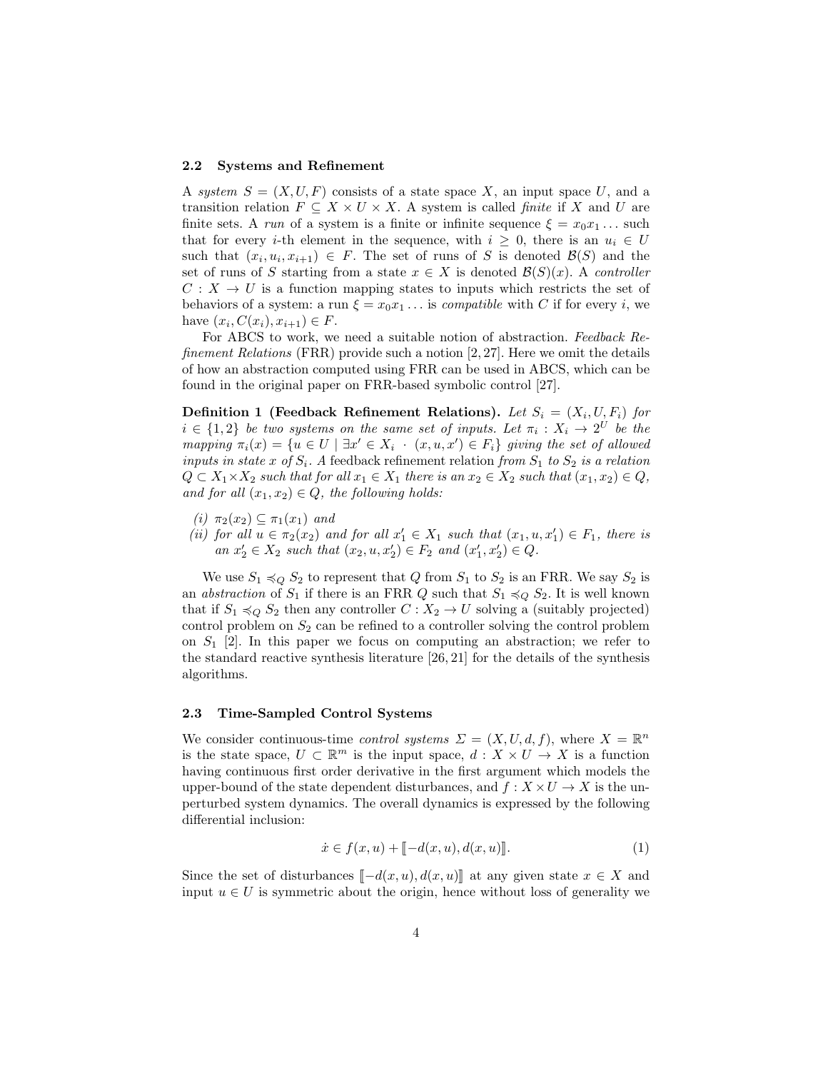### 2.2 Systems and Refinement

A *system* $S = (X, U, F)$ consists of a state space $X$, an input space $U$, and a transition relation $F \subseteq X \times U \times X$. A system is called *finite* if $X$ and $U$ are finite sets. A *run* of a system is a finite or infinite sequence $\xi = x_0 x_1 \ldots$ such that for every $i$-th element in the sequence, with $i \geq 0$, there is an $u_i \in U$ such that $(x_i, u_i, x_{i+1}) \in F$. The set of runs of $S$ is denoted $\mathcal{B}(S)$ and the set of runs of $S$ starting from a state $x \in X$ is denoted $\mathcal{B}(S)(x)$. A *controller* $C : X \to U$ is a function mapping states to inputs which restricts the set of behaviors of a system: a run $\xi = x_0 x_1 \ldots$ is *compatible* with $C$ if for every $i$, we have $(x_i, C(x_i), x_{i+1}) \in F$.

For ABCS to work, we need a suitable notion of abstraction. *Feedback Refinement Relations* (FRR) provide such a notion [2, 27]. Here we omit the details of how an abstraction computed using FRR can be used in ABCS, which can be found in the original paper on FRR-based symbolic control [27].

**Definition 1 (Feedback Refinement Relations).** *Let $S_i = (X_i, U, F_i)$ for $i \in \{1, 2\}$ be two systems on the same set of inputs. Let $\pi_i : X_i \to 2^U$ be the mapping $\pi_i(x) = \{u \in U \mid \exists x' \in X_i \cdot (x, u, x') \in F_i\}$ giving the set of allowed inputs in state $x$ of $S_i$. A* feedback refinement relation *from $S_1$ to $S_2$ is a relation $Q \subset X_1 \times X_2$ such that for all $x_1 \in X_1$ there is an $x_2 \in X_2$ such that $(x_1, x_2) \in Q$, and for all $(x_1, x_2) \in Q$, the following holds:*

*(i)* $\pi_2(x_2) \subseteq \pi_1(x_1)$ *and*

*(ii) for all $u \in \pi_2(x_2)$ and for all $x_1' \in X_1$ such that $(x_1, u, x_1') \in F_1$, there is an $x_2' \in X_2$ such that $(x_2, u, x_2') \in F_2$ and $(x_1', x_2') \in Q$.*

We use $S_1 \preccurlyeq_Q S_2$ to represent that $Q$ from $S_1$ to $S_2$ is an FRR. We say $S_2$ is an *abstraction* of $S_1$ if there is an FRR $Q$ such that $S_1 \preccurlyeq_Q S_2$. It is well known that if $S_1 \preccurlyeq_Q S_2$ then any controller $C : X_2 \to U$ solving a (suitably projected) control problem on $S_2$ can be refined to a controller solving the control problem on $S_1$ [2]. In this paper we focus on computing an abstraction; we refer to the standard reactive synthesis literature [26, 21] for the details of the synthesis algorithms.

### 2.3 Time-Sampled Control Systems

We consider continuous-time *control systems* $\Sigma = (X, U, d, f)$, where $X = \mathbb{R}^n$ is the state space, $U \subset \mathbb{R}^m$ is the input space, $d : X \times U \to X$ is a function having continuous first order derivative in the first argument which models the upper-bound of the state dependent disturbances, and $f : X \times U \to X$ is the unperturbed system dynamics. The overall dynamics is expressed by the following differential inclusion:

$$\dot{x} \in f(x, u) + [\![-d(x, u), d(x, u)]\!]. \tag{1}$$

Since the set of disturbances $[\![-d(x, u), d(x, u)]\!]$ at any given state $x \in X$ and input $u \in U$ is symmetric about the origin, hence without loss of generality we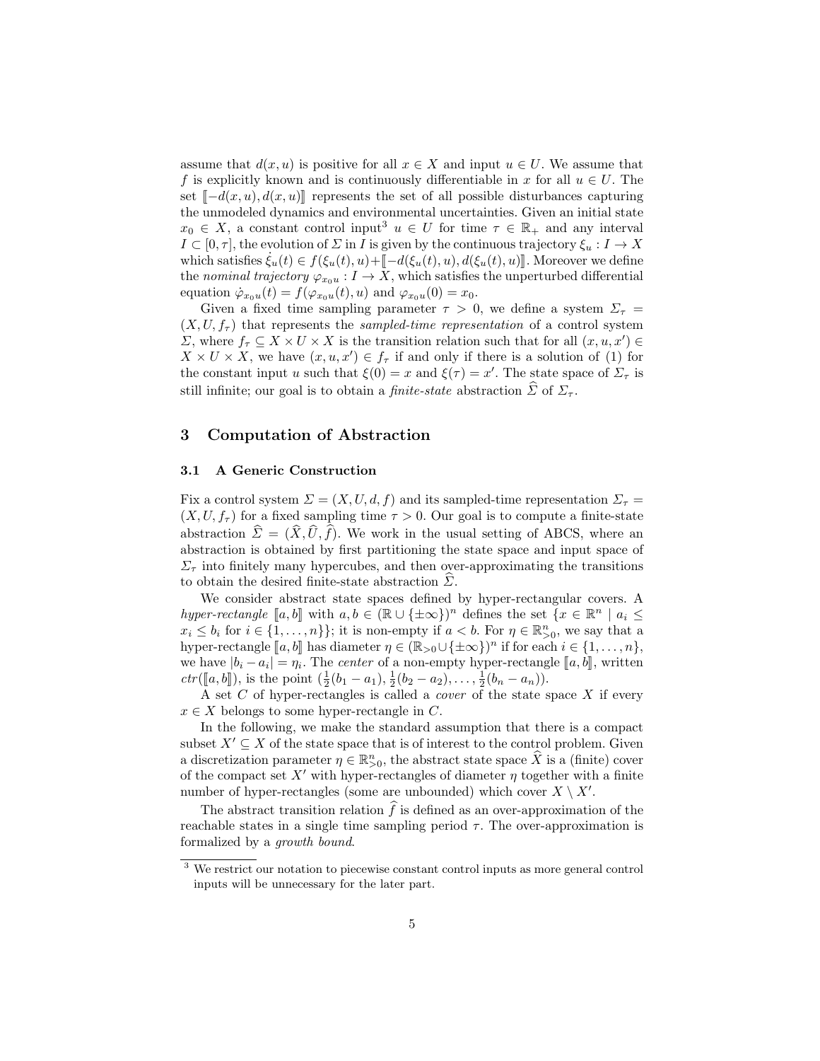assume that $d(x, u)$ is positive for all $x \in X$ and input $u \in U$. We assume that $f$ is explicitly known and is continuously differentiable in $x$ for all $u \in U$. The set $[\![-d(x, u), d(x, u)]\!]$ represents the set of all possible disturbances capturing the unmodeled dynamics and environmental uncertainties. Given an initial state $x_0 \in X$, a constant control input[3] $u \in U$ for time $\tau \in \mathbb{R}_+$ and any interval $I \subset [0, \tau]$, the evolution of $\Sigma$ in $I$ is given by the continuous trajectory $\xi_u : I \to X$ which satisfies $\dot{\xi}_u(t) \in f(\xi_u(t), u) + [\![-d(\xi_u(t), u), d(\xi_u(t), u)]\!]$. Moreover we define the *nominal trajectory* $\varphi_{x_0 u} : I \to X$, which satisfies the unperturbed differential equation $\dot{\varphi}_{x_0 u}(t) = f(\varphi_{x_0 u}(t), u)$ and $\varphi_{x_0 u}(0) = x_0$.

Given a fixed time sampling parameter $\tau > 0$, we define a system $\Sigma_\tau = (X, U, f_\tau)$ that represents the *sampled-time representation* of a control system $\Sigma$, where $f_\tau \subseteq X \times U \times X$ is the transition relation such that for all $(x, u, x') \in X \times U \times X$, we have $(x, u, x') \in f_\tau$ if and only if there is a solution of (1) for the constant input $u$ such that $\xi(0) = x$ and $\xi(\tau) = x'$. The state space of $\Sigma_\tau$ is still infinite; our goal is to obtain a *finite-state* abstraction $\widehat{\Sigma}$ of $\Sigma_\tau$.

## 3 Computation of Abstraction

### 3.1 A Generic Construction

Fix a control system $\Sigma = (X, U, d, f)$ and its sampled-time representation $\Sigma_\tau = (X, U, f_\tau)$ for a fixed sampling time $\tau > 0$. Our goal is to compute a finite-state abstraction $\widehat{\Sigma} = (\widehat{X}, \widehat{U}, \widehat{f})$. We work in the usual setting of ABCS, where an abstraction is obtained by first partitioning the state space and input space of $\Sigma_\tau$ into finitely many hypercubes, and then over-approximating the transitions to obtain the desired finite-state abstraction $\widehat{\Sigma}$.

We consider abstract state spaces defined by hyper-rectangular covers. A *hyper-rectangle* $[\![a, b]\!]$ with $a, b \in (\mathbb{R} \cup \{\pm\infty\})^n$ defines the set $\{x \in \mathbb{R}^n \mid a_i \leq x_i \leq b_i \text{ for } i \in \{1, \ldots, n\}\}$; it is non-empty if $a < b$. For $\eta \in \mathbb{R}^n_{>0}$, we say that a hyper-rectangle $[\![a, b]\!]$ has diameter $\eta \in (\mathbb{R}_{>0} \cup \{\pm\infty\})^n$ if for each $i \in \{1, \ldots, n\}$, we have $|b_i - a_i| = \eta_i$. The *center* of a non-empty hyper-rectangle $[\![a, b]\!]$, written $ctr([\![a, b]\!])$, is the point $(\frac{1}{2}(b_1 - a_1), \frac{1}{2}(b_2 - a_2), \ldots, \frac{1}{2}(b_n - a_n))$.

A set $C$ of hyper-rectangles is called a *cover* of the state space $X$ if every $x \in X$ belongs to some hyper-rectangle in $C$.

In the following, we make the standard assumption that there is a compact subset $X' \subseteq X$ of the state space that is of interest to the control problem. Given a discretization parameter $\eta \in \mathbb{R}^n_{>0}$, the abstract state space $\widehat{X}$ is a (finite) cover of the compact set $X'$ with hyper-rectangles of diameter $\eta$ together with a finite number of hyper-rectangles (some are unbounded) which cover $X \setminus X'$.

The abstract transition relation $\widehat{f}$ is defined as an over-approximation of the reachable states in a single time sampling period $\tau$. The over-approximation is formalized by a *growth bound*.

[3] We restrict our notation to piecewise constant control inputs as more general control inputs will be unnecessary for the later part.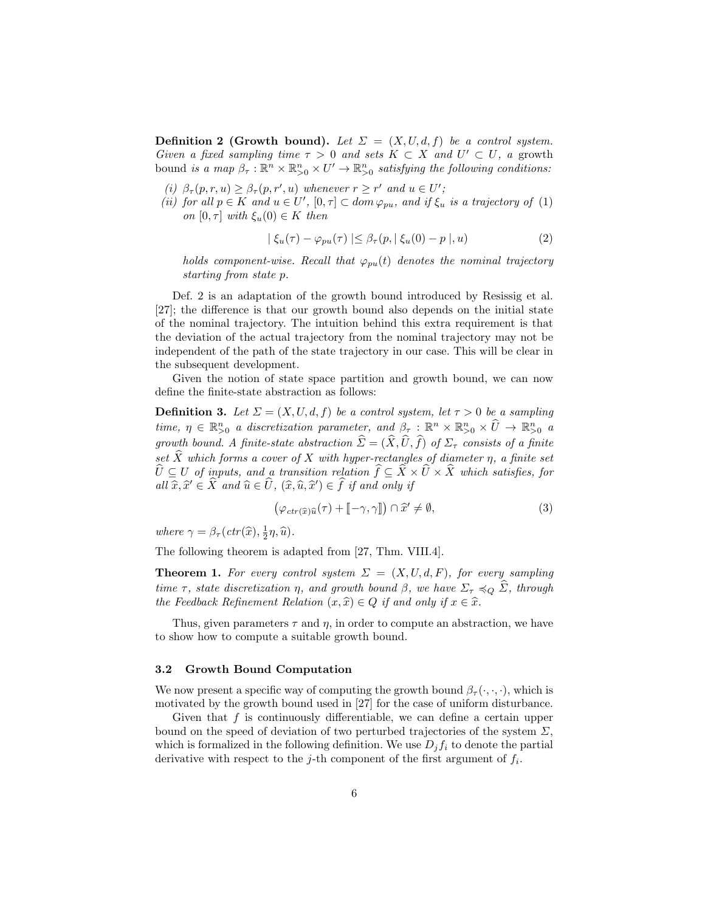**Definition 2 (Growth bound).** *Let $\Sigma = (X, U, d, f)$ be a control system. Given a fixed sampling time $\tau > 0$ and sets $K \subset X$ and $U' \subset U$, a* growth bound *is a map $\beta_\tau : \mathbb{R}^n \times \mathbb{R}^n_{>0} \times U' \to \mathbb{R}^n_{>0}$ satisfying the following conditions:*

*(i) $\beta_\tau(p, r, u) \geq \beta_\tau(p, r', u)$ whenever $r \geq r'$ and $u \in U'$;*
*(ii) for all $p \in K$ and $u \in U'$, $[0, \tau] \subset dom\, \varphi_{pu}$, and if $\xi_u$ is a trajectory of (1) on $[0, \tau]$ with $\xi_u(0) \in K$ then*

$$| \, \xi_u(\tau) - \varphi_{pu}(\tau) \, | \leq \beta_\tau(p, | \, \xi_u(0) - p \, |, u) \tag{2}$$

*holds component-wise. Recall that $\varphi_{pu}(t)$ denotes the nominal trajectory starting from state $p$.*

Def. 2 is an adaptation of the growth bound introduced by Resissig et al. [27]; the difference is that our growth bound also depends on the initial state of the nominal trajectory. The intuition behind this extra requirement is that the deviation of the actual trajectory from the nominal trajectory may not be independent of the path of the state trajectory in our case. This will be clear in the subsequent development.

Given the notion of state space partition and growth bound, we can now define the finite-state abstraction as follows:

**Definition 3.** *Let $\Sigma = (X, U, d, f)$ be a control system, let $\tau > 0$ be a sampling time, $\eta \in \mathbb{R}^n_{>0}$ a discretization parameter, and $\beta_\tau : \mathbb{R}^n \times \mathbb{R}^n_{>0} \times \widehat{U} \to \mathbb{R}^n_{>0}$ a growth bound. A finite-state abstraction $\widehat{\Sigma} = (\widehat{X}, \widehat{U}, \widehat{f})$ of $\Sigma_\tau$ consists of a finite set $\widehat{X}$ which forms a cover of $X$ with hyper-rectangles of diameter $\eta$, a finite set $\widehat{U} \subseteq U$ of inputs, and a transition relation $\widehat{f} \subseteq \widehat{X} \times \widehat{U} \times \widehat{X}$ which satisfies, for all $\widehat{x}, \widehat{x}' \in \widehat{X}$ and $\widehat{u} \in \widehat{U}$, $(\widehat{x}, \widehat{u}, \widehat{x}') \in \widehat{f}$ if and only if*

$$\left( \varphi_{ctr(\widehat{x})\widehat{u}}(\tau) + [\![-\gamma, \gamma]\!] \right) \cap \widehat{x}' \neq \emptyset, \tag{3}$$

*where $\gamma = \beta_\tau(ctr(\widehat{x}), \frac{1}{2}\eta, \widehat{u})$.*

The following theorem is adapted from [27, Thm. VIII.4].

**Theorem 1.** *For every control system $\Sigma = (X, U, d, F)$, for every sampling time $\tau$, state discretization $\eta$, and growth bound $\beta$, we have $\Sigma_\tau \preccurlyeq_Q \widehat{\Sigma}$, through the Feedback Refinement Relation $(x, \widehat{x}) \in Q$ if and only if $x \in \widehat{x}$.*

Thus, given parameters $\tau$ and $\eta$, in order to compute an abstraction, we have to show how to compute a suitable growth bound.

### 3.2 Growth Bound Computation

We now present a specific way of computing the growth bound $\beta_\tau(\cdot, \cdot, \cdot)$, which is motivated by the growth bound used in [27] for the case of uniform disturbance.

Given that $f$ is continuously differentiable, we can define a certain upper bound on the speed of deviation of two perturbed trajectories of the system $\Sigma$, which is formalized in the following definition. We use $D_j f_i$ to denote the partial derivative with respect to the $j$-th component of the first argument of $f_i$.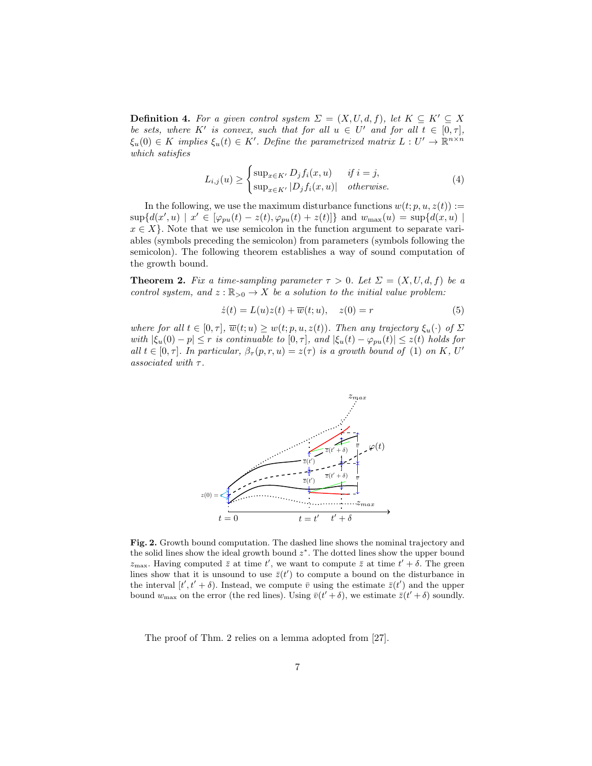**Definition 4.** *For a given control system $\Sigma = (X, U, d, f)$, let $K \subseteq K' \subseteq X$ be sets, where $K'$ is convex, such that for all $u \in U'$ and for all $t \in [0, \tau]$, $\xi_u(0) \in K$ implies $\xi_u(t) \in K'$. Define the parametrized matrix $L : U' \to \mathbb{R}^{n \times n}$ which satisfies*

$$L_{i,j}(u) \geq \begin{cases} \sup_{x \in K'} D_j f_i(x, u) & \text{if } i = j, \\ \sup_{x \in K'} |D_j f_i(x, u)| & \text{otherwise.} \end{cases} \tag{4}$$

In the following, we use the maximum disturbance functions $w(t; p, u, z(t)) := \sup\{d(x', u) \mid x' \in [\varphi_{pu}(t) - z(t), \varphi_{pu}(t) + z(t)]\}$ and $w_{\max}(u) = \sup\{d(x, u) \mid x \in X\}$. Note that we use semicolon in the function argument to separate variables (symbols preceding the semicolon) from parameters (symbols following the semicolon). The following theorem establishes a way of sound computation of the growth bound.

**Theorem 2.** *Fix a time-sampling parameter $\tau > 0$. Let $\Sigma = (X, U, d, f)$ be a control system, and $z : \mathbb{R}_{>0} \to X$ be a solution to the initial value problem:*

$$\dot{z}(t) = L(u)z(t) + \overline{w}(t; u), \quad z(0) = r \tag{5}$$

*where for all $t \in [0, \tau]$, $\overline{w}(t; u) \geq w(t; p, u, z(t))$. Then any trajectory $\xi_u(\cdot)$ of $\Sigma$ with $|\xi_u(0) - p| \leq r$ is continuable to $[0, \tau]$, and $|\xi_u(t) - \varphi_{pu}(t)| \leq z(t)$ holds for all $t \in [0, \tau]$. In particular, $\beta_\tau(p, r, u) = z(\tau)$ is a growth bound of (1) on $K$, $U'$ associated with $\tau$.*

**Fig. 2.** Growth bound computation. The dashed line shows the nominal trajectory and the solid lines show the ideal growth bound $z^*$. The dotted lines show the upper bound $z_{\max}$. Having computed $\bar{z}$ at time $t'$, we want to compute $\bar{z}$ at time $t' + \delta$. The green lines show that it is unsound to use $\bar{z}(t')$ to compute a bound on the disturbance in the interval $[t', t' + \delta)$. Instead, we compute $\bar{v}$ using the estimate $\bar{z}(t')$ and the upper bound $w_{\max}$ on the error (the red lines). Using $\bar{v}(t' + \delta)$, we estimate $\bar{z}(t' + \delta)$ soundly.

The proof of Thm. 2 relies on a lemma adopted from [27].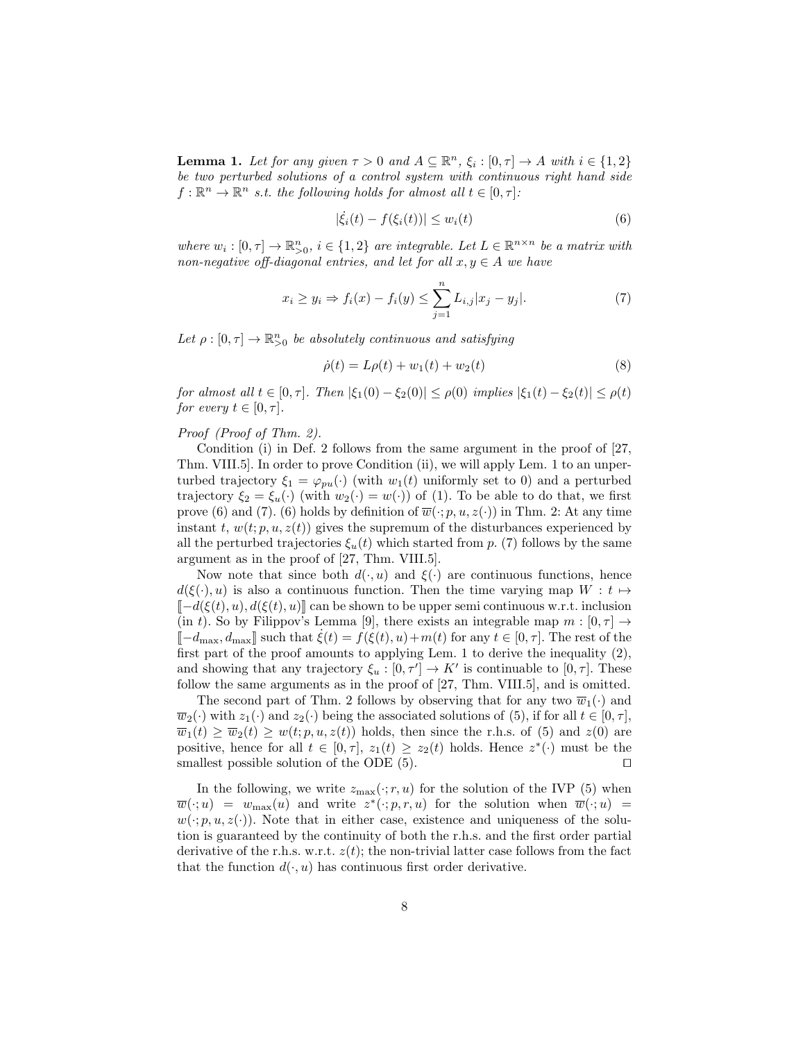**Lemma 1.** *Let for any given $\tau > 0$ and $A \subseteq \mathbb{R}^n$, $\xi_i : [0, \tau] \to A$ with $i \in \{1, 2\}$ be two perturbed solutions of a control system with continuous right hand side $f : \mathbb{R}^n \to \mathbb{R}^n$ s.t. the following holds for almost all $t \in [0, \tau]$:*

$$|\dot{\xi}_i(t) - f(\xi_i(t))| \leq w_i(t) \tag{6}$$

*where $w_i : [0, \tau] \to \mathbb{R}^n_{\geq 0}$, $i \in \{1, 2\}$ are integrable. Let $L \in \mathbb{R}^{n \times n}$ be a matrix with non-negative off-diagonal entries, and let for all $x, y \in A$ we have*

$$x_i \geq y_i \Rightarrow f_i(x) - f_i(y) \leq \sum_{j=1}^{n} L_{i,j}|x_j - y_j|. \tag{7}$$

*Let $\rho : [0, \tau] \to \mathbb{R}^n_{\geq 0}$ be absolutely continuous and satisfying*

$$\dot{\rho}(t) = L\rho(t) + w_1(t) + w_2(t) \tag{8}$$

*for almost all $t \in [0, \tau]$. Then $|\xi_1(0) - \xi_2(0)| \leq \rho(0)$ implies $|\xi_1(t) - \xi_2(t)| \leq \rho(t)$ for every $t \in [0, \tau]$.*

*Proof (Proof of Thm. 2).*

Condition (i) in Def. 2 follows from the same argument in the proof of [27, Thm. VIII.5]. In order to prove Condition (ii), we will apply Lem. 1 to an unperturbed trajectory $\xi_1 = \varphi_{pu}(\cdot)$ (with $w_1(t)$ uniformly set to 0) and a perturbed trajectory $\xi_2 = \xi_u(\cdot)$ (with $w_2(\cdot) = w(\cdot)$) of (1). To be able to do that, we first prove (6) and (7). (6) holds by definition of $\overline{w}(\cdot; p, u, z(\cdot))$ in Thm. 2: At any time instant $t$, $w(t; p, u, z(t))$ gives the supremum of the disturbances experienced by all the perturbed trajectories $\xi_u(t)$ which started from $p$. (7) follows by the same argument as in the proof of [27, Thm. VIII.5].

Now note that since both $d(\cdot, u)$ and $\xi(\cdot)$ are continuous functions, hence $d(\xi(\cdot), u)$ is also a continuous function. Then the time varying map $W : t \mapsto [\![-d(\xi(t), u), d(\xi(t), u)]\!]$ can be shown to be upper semi continuous w.r.t. inclusion (in $t$). So by Filippov's Lemma [9], there exists an integrable map $m : [0, \tau] \to [\![-d_{\max}, d_{\max}]\!]$ such that $\dot{\xi}(t) = f(\xi(t), u) + m(t)$ for any $t \in [0, \tau]$. The rest of the first part of the proof amounts to applying Lem. 1 to derive the inequality (2), and showing that any trajectory $\xi_u : [0, \tau'] \to K'$ is continuable to $[0, \tau]$. These follow the same arguments as in the proof of [27, Thm. VIII.5], and is omitted.

The second part of Thm. 2 follows by observing that for any two $\overline{w}_1(\cdot)$ and $\overline{w}_2(\cdot)$ with $z_1(\cdot)$ and $z_2(\cdot)$ being the associated solutions of (5), if for all $t \in [0, \tau]$, $\overline{w}_1(t) \geq \overline{w}_2(t) \geq w(t; p, u, z(t))$ holds, then since the r.h.s. of (5) and $z(0)$ are positive, hence for all $t \in [0, \tau]$, $z_1(t) \geq z_2(t)$ holds. Hence $z^*(\cdot)$ must be the smallest possible solution of the ODE (5). ◻

In the following, we write $z_{\max}(\cdot; r, u)$ for the solution of the IVP (5) when $\overline{w}(\cdot; u) = w_{\max}(u)$ and write $z^*(\cdot; p, r, u)$ for the solution when $\overline{w}(\cdot; u) = w(\cdot; p, u, z(\cdot))$. Note that in either case, existence and uniqueness of the solution is guaranteed by the continuity of both the r.h.s. and the first order partial derivative of the r.h.s. w.r.t. $z(t)$; the non-trivial latter case follows from the fact that the function $d(\cdot, u)$ has continuous first order derivative.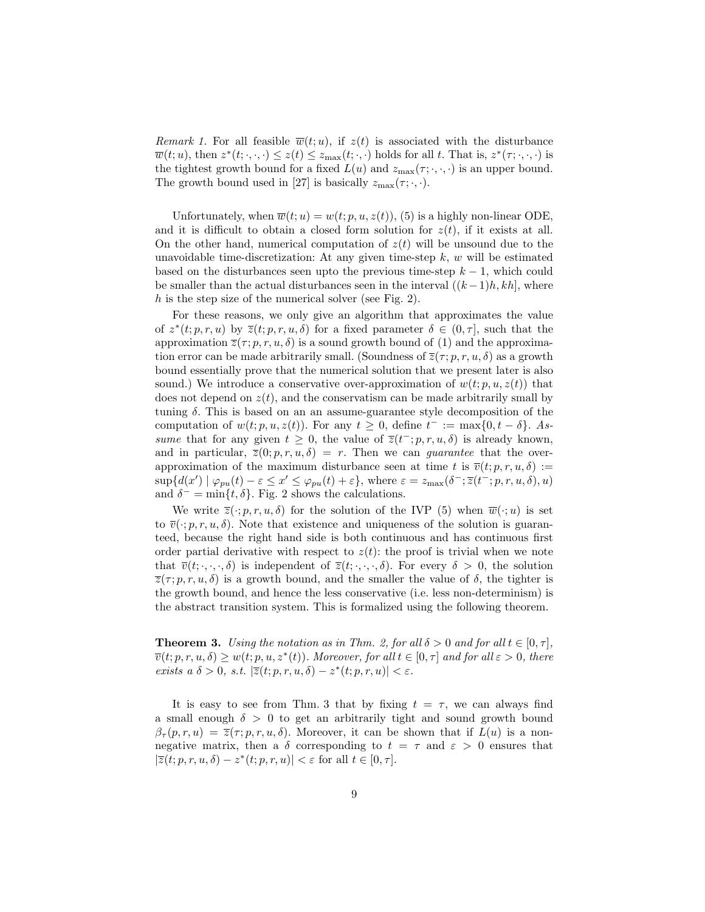*Remark 1.* For all feasible $\overline{w}(t;u)$, if $z(t)$ is associated with the disturbance $\overline{w}(t;u)$, then $z^*(t;\cdot,\cdot,\cdot) \leq z(t) \leq z_{\max}(t;\cdot,\cdot)$ holds for all $t$. That is, $z^*(\tau;\cdot,\cdot,\cdot)$ is the tightest growth bound for a fixed $L(u)$ and $z_{\max}(\tau;\cdot,\cdot,\cdot)$ is an upper bound. The growth bound used in [27] is basically $z_{\max}(\tau;\cdot,\cdot)$.

Unfortunately, when $\overline{w}(t;u) = w(t;p,u,z(t))$, (5) is a highly non-linear ODE, and it is difficult to obtain a closed form solution for $z(t)$, if it exists at all. On the other hand, numerical computation of $z(t)$ will be unsound due to the unavoidable time-discretization: At any given time-step $k$, $w$ will be estimated based on the disturbances seen upto the previous time-step $k-1$, which could be smaller than the actual disturbances seen in the interval $((k-1)h, kh]$, where $h$ is the step size of the numerical solver (see Fig. 2).

For these reasons, we only give an algorithm that approximates the value of $z^*(t;p,r,u)$ by $\overline{z}(t;p,r,u,\delta)$ for a fixed parameter $\delta \in (0,\tau]$, such that the approximation $\overline{z}(\tau;p,r,u,\delta)$ is a sound growth bound of (1) and the approximation error can be made arbitrarily small. (Soundness of $\overline{z}(\tau;p,r,u,\delta)$ as a growth bound essentially prove that the numerical solution that we present later is also sound.) We introduce a conservative over-approximation of $w(t;p,u,z(t))$ that does not depend on $z(t)$, and the conservatism can be made arbitrarily small by tuning $\delta$. This is based on an an assume-guarantee style decomposition of the computation of $w(t;p,u,z(t))$. For any $t \geq 0$, define $t^- := \max\{0, t-\delta\}$. *Assume* that for any given $t \geq 0$, the value of $\overline{z}(t^-;p,r,u,\delta)$ is already known, and in particular, $\overline{z}(0;p,r,u,\delta) = r$. Then we can *guarantee* that the over-approximation of the maximum disturbance seen at time $t$ is $\overline{v}(t;p,r,u,\delta) := \sup\{d(x') \mid \varphi_{pu}(t) - \varepsilon \leq x' \leq \varphi_{pu}(t) + \varepsilon\}$, where $\varepsilon = z_{\max}(\delta^-; \overline{z}(t^-;p,r,u,\delta), u)$ and $\delta^- = \min\{t, \delta\}$. Fig. 2 shows the calculations.

We write $\overline{z}(\cdot;p,r,u,\delta)$ for the solution of the IVP (5) when $\overline{w}(\cdot;u)$ is set to $\overline{v}(\cdot;p,r,u,\delta)$. Note that existence and uniqueness of the solution is guaranteed, because the right hand side is both continuous and has continuous first order partial derivative with respect to $z(t)$: the proof is trivial when we note that $\overline{v}(t;\cdot,\cdot,\cdot,\delta)$ is independent of $\overline{z}(t;\cdot,\cdot,\cdot,\delta)$. For every $\delta > 0$, the solution $\overline{z}(\tau;p,r,u,\delta)$ is a growth bound, and the smaller the value of $\delta$, the tighter is the growth bound, and hence the less conservative (i.e. less non-determinism) is the abstract transition system. This is formalized using the following theorem.

**Theorem 3.** *Using the notation as in Thm. 2, for all $\delta > 0$ and for all $t \in [0,\tau]$, $\overline{v}(t;p,r,u,\delta) \geq w(t;p,u,z^*(t))$. Moreover, for all $t \in [0,\tau]$ and for all $\varepsilon > 0$, there exists a $\delta > 0$, s.t. $|\overline{z}(t;p,r,u,\delta) - z^*(t;p,r,u)| < \varepsilon$.*

It is easy to see from Thm. 3 that by fixing $t = \tau$, we can always find a small enough $\delta > 0$ to get an arbitrarily tight and sound growth bound $\beta_\tau(p,r,u) = \overline{z}(\tau;p,r,u,\delta)$. Moreover, it can be shown that if $L(u)$ is a non-negative matrix, then a $\delta$ corresponding to $t = \tau$ and $\varepsilon > 0$ ensures that $|\overline{z}(t;p,r,u,\delta) - z^*(t;p,r,u)| < \varepsilon$ for all $t \in [0,\tau]$.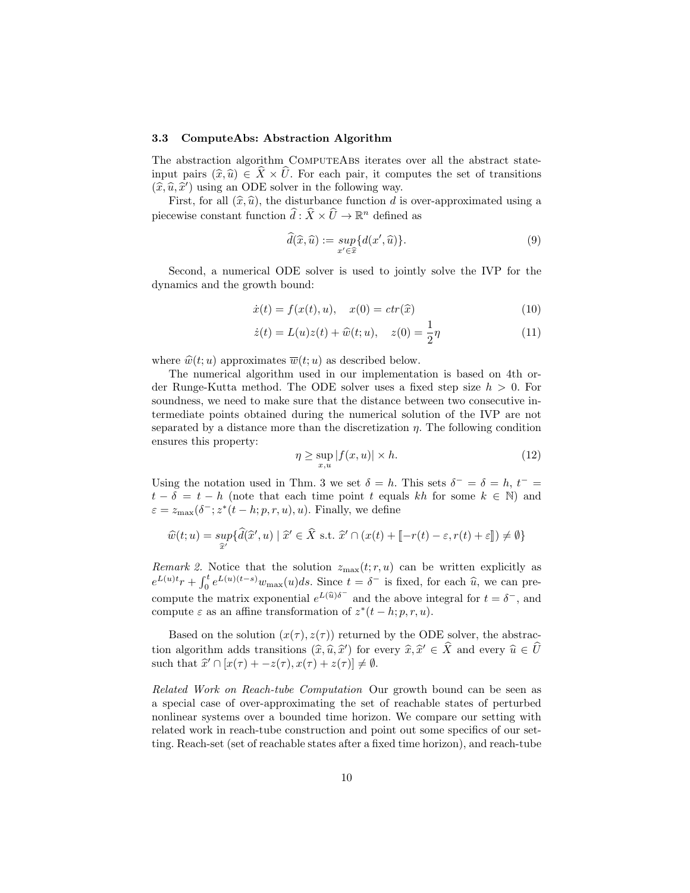### 3.3 ComputeAbs: Abstraction Algorithm

The abstraction algorithm ComputeAbs iterates over all the abstract state-input pairs $(\widehat{x}, \widehat{u}) \in \widehat{X} \times \widehat{U}$. For each pair, it computes the set of transitions $(\widehat{x}, \widehat{u}, \widehat{x}')$ using an ODE solver in the following way.

First, for all $(\widehat{x}, \widehat{u})$, the disturbance function $d$ is over-approximated using a piecewise constant function $\widehat{d} : \widehat{X} \times \widehat{U} \to \mathbb{R}^n$ defined as

$$\widehat{d}(\widehat{x}, \widehat{u}) := \underset{x' \in \widehat{x}}{sup} \{d(x', \widehat{u})\}. \tag{9}$$

Second, a numerical ODE solver is used to jointly solve the IVP for the dynamics and the growth bound:

$$\dot{x}(t) = f(x(t), u), \quad x(0) = ctr(\widehat{x}) \tag{10}$$

$$\dot{z}(t) = L(u)z(t) + \widehat{w}(t; u), \quad z(0) = \frac{1}{2}\eta \tag{11}$$

where $\widehat{w}(t; u)$ approximates $\overline{w}(t; u)$ as described below.

The numerical algorithm used in our implementation is based on 4th order Runge-Kutta method. The ODE solver uses a fixed step size $h > 0$. For soundness, we need to make sure that the distance between two consecutive intermediate points obtained during the numerical solution of the IVP are not separated by a distance more than the discretization $\eta$. The following condition ensures this property:

$$\eta \geq \sup_{x,u} |f(x, u)| \times h. \tag{12}$$

Using the notation used in Thm. 3 we set $\delta = h$. This sets $\delta^- = \delta = h$, $t^- = t - \delta = t - h$ (note that each time point $t$ equals $kh$ for some $k \in \mathbb{N}$) and $\varepsilon = z_{\max}(\delta^-; z^*(t - h; p, r, u), u)$. Finally, we define

$$\widehat{w}(t; u) = \underset{\widehat{x}'}{sup} \{\widehat{d}(\widehat{x}', u) \mid \widehat{x}' \in \widehat{X} \text{ s.t. } \widehat{x}' \cap (x(t) + [\![-r(t) - \varepsilon, r(t) + \varepsilon]\!]) \neq \emptyset\}$$

*Remark 2.* Notice that the solution $z_{\max}(t; r, u)$ can be written explicitly as $e^{L(u)t}r + \int_0^t e^{L(u)(t-s)} w_{\max}(u) ds$. Since $t = \delta^-$ is fixed, for each $\widehat{u}$, we can precompute the matrix exponential $e^{L(\widehat{u})\delta^-}$ and the above integral for $t = \delta^-$, and compute $\varepsilon$ as an affine transformation of $z^*(t - h; p, r, u)$.

Based on the solution $(x(\tau), z(\tau))$ returned by the ODE solver, the abstraction algorithm adds transitions $(\widehat{x}, \widehat{u}, \widehat{x}')$ for every $\widehat{x}, \widehat{x}' \in \widehat{X}$ and every $\widehat{u} \in \widehat{U}$ such that $\widehat{x}' \cap [x(\tau) + -z(\tau), x(\tau) + z(\tau)] \neq \emptyset$.

*Related Work on Reach-tube Computation* Our growth bound can be seen as a special case of over-approximating the set of reachable states of perturbed nonlinear systems over a bounded time horizon. We compare our setting with related work in reach-tube construction and point out some specifics of our setting. Reach-set (set of reachable states after a fixed time horizon), and reach-tube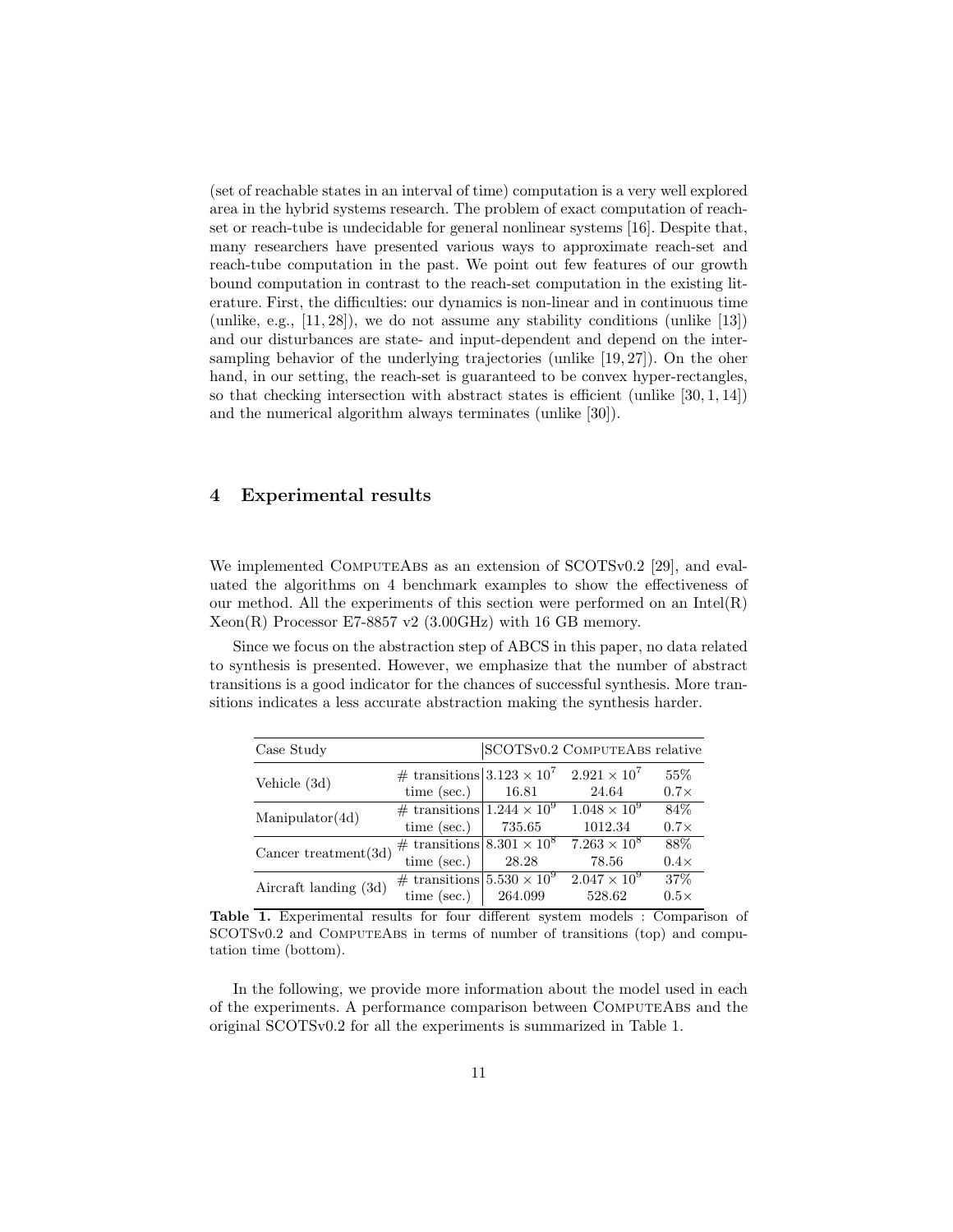(set of reachable states in an interval of time) computation is a very well explored area in the hybrid systems research. The problem of exact computation of reach-set or reach-tube is undecidable for general nonlinear systems [16]. Despite that, many researchers have presented various ways to approximate reach-set and reach-tube computation in the past. We point out few features of our growth bound computation in contrast to the reach-set computation in the existing literature. First, the difficulties: our dynamics is non-linear and in continuous time (unlike, e.g., [11, 28]), we do not assume any stability conditions (unlike [13]) and our disturbances are state- and input-dependent and depend on the inter-sampling behavior of the underlying trajectories (unlike [19, 27]). On the oher hand, in our setting, the reach-set is guaranteed to be convex hyper-rectangles, so that checking intersection with abstract states is efficient (unlike [30, 1, 14]) and the numerical algorithm always terminates (unlike [30]).

## 4 Experimental results

We implemented ComputeAbs as an extension of SCOTSv0.2 [29], and evaluated the algorithms on 4 benchmark examples to show the effectiveness of our method. All the experiments of this section were performed on an Intel(R) Xeon(R) Processor E7-8857 v2 (3.00GHz) with 16 GB memory.

Since we focus on the abstraction step of ABCS in this paper, no data related to synthesis is presented. However, we emphasize that the number of abstract transitions is a good indicator for the chances of successful synthesis. More transitions indicates a less accurate abstraction making the synthesis harder.

| Case Study | | SCOTSv0.2 | ComputeAbs | relative |
|---|---|---|---|---|
| Vehicle (3d) | # transitions | $3.123 \times 10^7$ | $2.921 \times 10^7$ | 55% |
| | time (sec.) | 16.81 | 24.64 | $0.7\times$ |
| Manipulator(4d) | # transitions | $1.244 \times 10^9$ | $1.048 \times 10^9$ | 84% |
| | time (sec.) | 735.65 | 1012.34 | $0.7\times$ |
| Cancer treatment(3d) | # transitions | $8.301 \times 10^8$ | $7.263 \times 10^8$ | 88% |
| | time (sec.) | 28.28 | 78.56 | $0.4\times$ |
| Aircraft landing (3d) | # transitions | $5.530 \times 10^9$ | $2.047 \times 10^9$ | 37% |
| | time (sec.) | 264.099 | 528.62 | $0.5\times$ |

**Table 1.** Experimental results for four different system models : Comparison of SCOTSv0.2 and ComputeAbs in terms of number of transitions (top) and computation time (bottom).

In the following, we provide more information about the model used in each of the experiments. A performance comparison between ComputeAbs and the original SCOTSv0.2 for all the experiments is summarized in Table 1.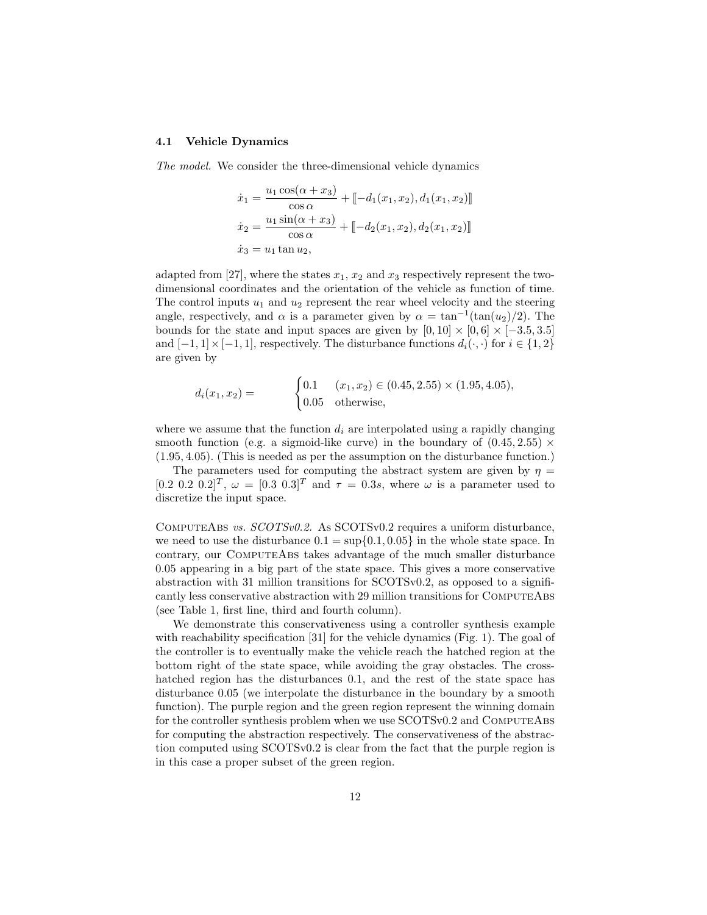### 4.1 Vehicle Dynamics

*The model.* We consider the three-dimensional vehicle dynamics

$$
\begin{aligned}
\dot{x}_1 &= \frac{u_1 \cos(\alpha + x_3)}{\cos \alpha} + [\![-d_1(x_1, x_2), d_1(x_1, x_2)]\!] \\
\dot{x}_2 &= \frac{u_1 \sin(\alpha + x_3)}{\cos \alpha} + [\![-d_2(x_1, x_2), d_2(x_1, x_2)]\!] \\
\dot{x}_3 &= u_1 \tan u_2,
\end{aligned}
$$

adapted from [27], where the states $x_1$, $x_2$ and $x_3$ respectively represent the two-dimensional coordinates and the orientation of the vehicle as function of time. The control inputs $u_1$ and $u_2$ represent the rear wheel velocity and the steering angle, respectively, and $\alpha$ is a parameter given by $\alpha = \tan^{-1}(\tan(u_2)/2)$. The bounds for the state and input spaces are given by $[0, 10] \times [0, 6] \times [-3.5, 3.5]$ and $[-1, 1] \times [-1, 1]$, respectively. The disturbance functions $d_i(\cdot, \cdot)$ for $i \in \{1, 2\}$ are given by

$$
d_i(x_1, x_2) = \begin{cases} 0.1 & (x_1, x_2) \in (0.45, 2.55) \times (1.95, 4.05), \\ 0.05 & \text{otherwise}, \end{cases}
$$

where we assume that the function $d_i$ are interpolated using a rapidly changing smooth function (e.g. a sigmoid-like curve) in the boundary of $(0.45, 2.55) \times (1.95, 4.05)$. (This is needed as per the assumption on the disturbance function.)

The parameters used for computing the abstract system are given by $\eta = [0.2\ 0.2\ 0.2]^T$, $\omega = [0.3\ 0.3]^T$ and $\tau = 0.3s$, where $\omega$ is a parameter used to discretize the input space.

ComputeAbs *vs. SCOTSv0.2.* As SCOTSv0.2 requires a uniform disturbance, we need to use the disturbance $0.1 = \sup\{0.1, 0.05\}$ in the whole state space. In contrary, our ComputeAbs takes advantage of the much smaller disturbance 0.05 appearing in a big part of the state space. This gives a more conservative abstraction with 31 million transitions for SCOTSv0.2, as opposed to a significantly less conservative abstraction with 29 million transitions for ComputeAbs (see Table 1, first line, third and fourth column).

We demonstrate this conservativeness using a controller synthesis example with reachability specification [31] for the vehicle dynamics (Fig. 1). The goal of the controller is to eventually make the vehicle reach the hatched region at the bottom right of the state space, while avoiding the gray obstacles. The cross-hatched region has the disturbances 0.1, and the rest of the state space has disturbance 0.05 (we interpolate the disturbance in the boundary by a smooth function). The purple region and the green region represent the winning domain for the controller synthesis problem when we use SCOTSv0.2 and ComputeAbs for computing the abstraction respectively. The conservativeness of the abstraction computed using SCOTSv0.2 is clear from the fact that the purple region is in this case a proper subset of the green region.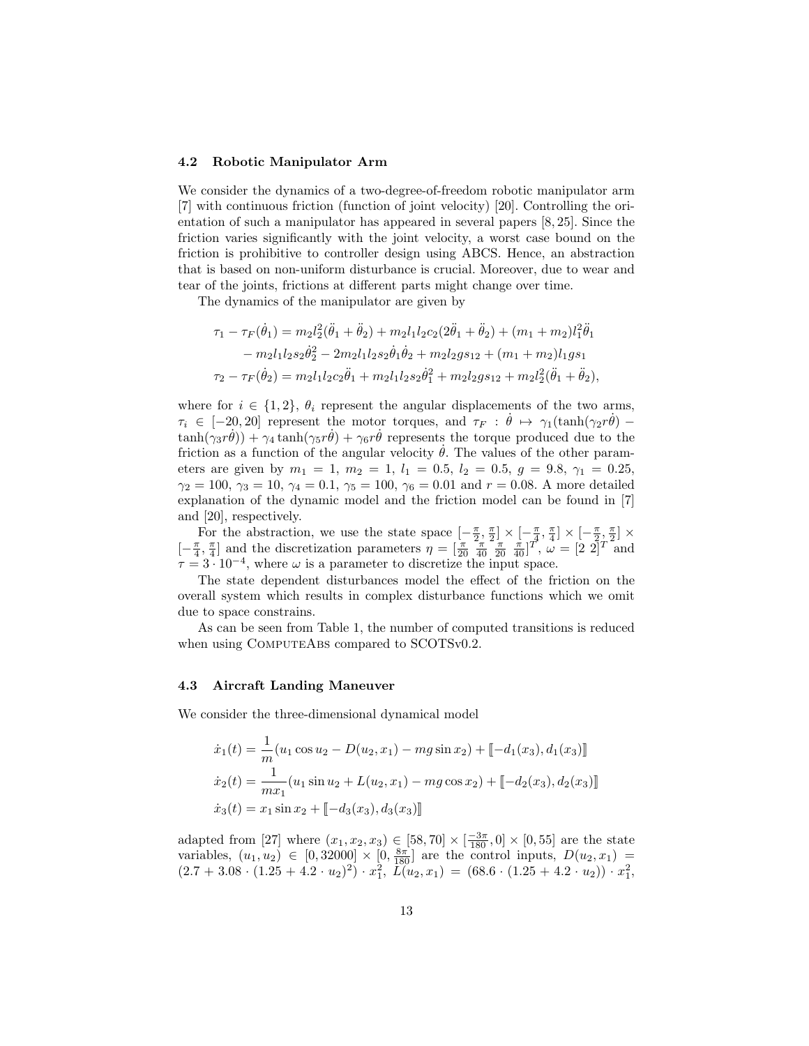### 4.2 Robotic Manipulator Arm

We consider the dynamics of a two-degree-of-freedom robotic manipulator arm [7] with continuous friction (function of joint velocity) [20]. Controlling the orientation of such a manipulator has appeared in several papers [8, 25]. Since the friction varies significantly with the joint velocity, a worst case bound on the friction is prohibitive to controller design using ABCS. Hence, an abstraction that is based on non-uniform disturbance is crucial. Moreover, due to wear and tear of the joints, frictions at different parts might change over time.

The dynamics of the manipulator are given by

$$\begin{aligned}
\tau_1 - \tau_F(\dot{\theta}_1) &= m_2 l_2^2(\ddot{\theta}_1 + \ddot{\theta}_2) + m_2 l_1 l_2 c_2 (2\ddot{\theta}_1 + \ddot{\theta}_2) + (m_1 + m_2) l_1^2 \ddot{\theta}_1 \\
&\quad - m_2 l_1 l_2 s_2 \dot{\theta}_2^2 - 2 m_2 l_1 l_2 s_2 \dot{\theta}_1 \dot{\theta}_2 + m_2 l_2 g s_{12} + (m_1 + m_2) l_1 g s_1 \\
\tau_2 - \tau_F(\dot{\theta}_2) &= m_2 l_1 l_2 c_2 \ddot{\theta}_1 + m_2 l_1 l_2 s_2 \dot{\theta}_1^2 + m_2 l_2 g s_{12} + m_2 l_2^2 (\ddot{\theta}_1 + \ddot{\theta}_2),
\end{aligned}$$

where for $i \in \{1, 2\}$, $\theta_i$ represent the angular displacements of the two arms, $\tau_i \in [-20, 20]$ represent the motor torques, and $\tau_F : \dot{\theta} \mapsto \gamma_1(\tanh(\gamma_2 r \dot{\theta}) - \tanh(\gamma_3 r \dot{\theta})) + \gamma_4 \tanh(\gamma_5 r \dot{\theta}) + \gamma_6 r \dot{\theta}$ represents the torque produced due to the friction as a function of the angular velocity $\dot{\theta}$. The values of the other parameters are given by $m_1 = 1$, $m_2 = 1$, $l_1 = 0.5$, $l_2 = 0.5$, $g = 9.8$, $\gamma_1 = 0.25$, $\gamma_2 = 100$, $\gamma_3 = 10$, $\gamma_4 = 0.1$, $\gamma_5 = 100$, $\gamma_6 = 0.01$ and $r = 0.08$. A more detailed explanation of the dynamic model and the friction model can be found in [7] and [20], respectively.

For the abstraction, we use the state space $[-\frac{\pi}{2}, \frac{\pi}{2}] \times [-\frac{\pi}{4}, \frac{\pi}{4}] \times [-\frac{\pi}{2}, \frac{\pi}{2}] \times [-\frac{\pi}{4}, \frac{\pi}{4}]$ and the discretization parameters $\eta = [\frac{\pi}{20} \ \frac{\pi}{40} \ \frac{\pi}{20} \ \frac{\pi}{40}]^T$, $\omega = [2 \ 2]^T$ and $\tau = 3 \cdot 10^{-4}$, where $\omega$ is a parameter to discretize the input space.

The state dependent disturbances model the effect of the friction on the overall system which results in complex disturbance functions which we omit due to space constrains.

As can be seen from Table 1, the number of computed transitions is reduced when using ComputeAbs compared to SCOTSv0.2.

### 4.3 Aircraft Landing Maneuver

We consider the three-dimensional dynamical model

$$\begin{aligned}
\dot{x}_1(t) &= \frac{1}{m}(u_1 \cos u_2 - D(u_2, x_1) - mg \sin x_2) + [\![-d_1(x_3), d_1(x_3)]\!] \\
\dot{x}_2(t) &= \frac{1}{m x_1}(u_1 \sin u_2 + L(u_2, x_1) - mg \cos x_2) + [\![-d_2(x_3), d_2(x_3)]\!] \\
\dot{x}_3(t) &= x_1 \sin x_2 + [\![-d_3(x_3), d_3(x_3)]\!]
\end{aligned}$$

adapted from [27] where $(x_1, x_2, x_3) \in [58, 70] \times [\frac{-3\pi}{180}, 0] \times [0, 55]$ are the state variables, $(u_1, u_2) \in [0, 32000] \times [0, \frac{8\pi}{180}]$ are the control inputs, $D(u_2, x_1) = (2.7 + 3.08 \cdot (1.25 + 4.2 \cdot u_2)^2) \cdot x_1^2$, $L(u_2, x_1) = (68.6 \cdot (1.25 + 4.2 \cdot u_2)) \cdot x_1^2$,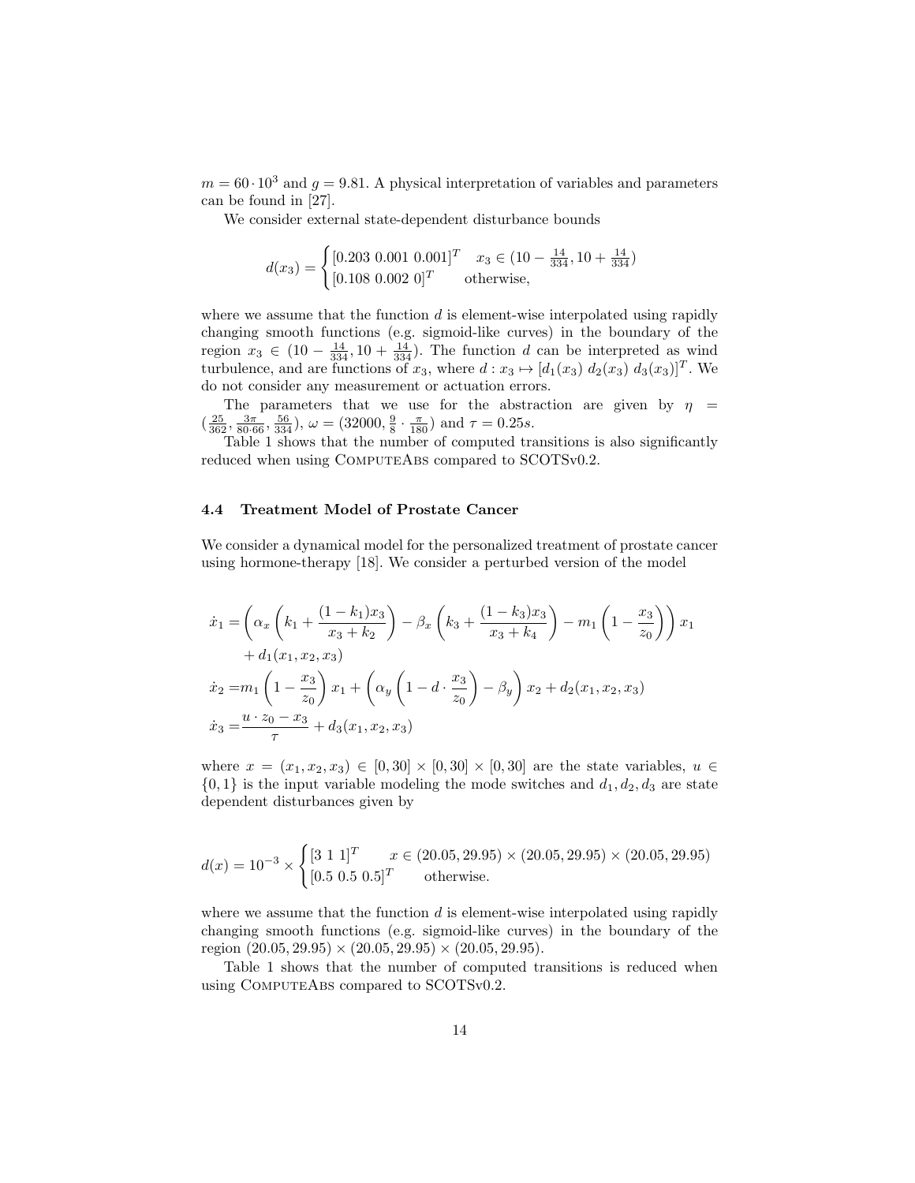$m = 60 \cdot 10^3$ and $g = 9.81$. A physical interpretation of variables and parameters can be found in [27].

We consider external state-dependent disturbance bounds

$$d(x_3) = \begin{cases} [0.203\ 0.001\ 0.001]^T & x_3 \in (10 - \frac{14}{334}, 10 + \frac{14}{334}) \\ [0.108\ 0.002\ 0]^T & \text{otherwise,} \end{cases}$$

where we assume that the function $d$ is element-wise interpolated using rapidly changing smooth functions (e.g. sigmoid-like curves) in the boundary of the region $x_3 \in (10 - \frac{14}{334}, 10 + \frac{14}{334})$. The function $d$ can be interpreted as wind turbulence, and are functions of $x_3$, where $d : x_3 \mapsto [d_1(x_3)\ d_2(x_3)\ d_3(x_3)]^T$. We do not consider any measurement or actuation errors.

The parameters that we use for the abstraction are given by $\eta = (\frac{25}{362}, \frac{3\pi}{80 \cdot 66}, \frac{56}{334})$, $\omega = (32000, \frac{9}{8} \cdot \frac{\pi}{180})$ and $\tau = 0.25s$.

Table 1 shows that the number of computed transitions is also significantly reduced when using ComputeAbs compared to SCOTSv0.2.

### 4.4 Treatment Model of Prostate Cancer

We consider a dynamical model for the personalized treatment of prostate cancer using hormone-therapy [18]. We consider a perturbed version of the model

$$\begin{aligned}
\dot{x}_1 &= \left( \alpha_x \left( k_1 + \frac{(1-k_1)x_3}{x_3 + k_2} \right) - \beta_x \left( k_3 + \frac{(1-k_3)x_3}{x_3 + k_4} \right) - m_1 \left( 1 - \frac{x_3}{z_0} \right) \right) x_1 \\
&\quad + d_1(x_1, x_2, x_3) \\
\dot{x}_2 &= m_1 \left( 1 - \frac{x_3}{z_0} \right) x_1 + \left( \alpha_y \left( 1 - d \cdot \frac{x_3}{z_0} \right) - \beta_y \right) x_2 + d_2(x_1, x_2, x_3) \\
\dot{x}_3 &= \frac{u \cdot z_0 - x_3}{\tau} + d_3(x_1, x_2, x_3)
\end{aligned}$$

where $x = (x_1, x_2, x_3) \in [0, 30] \times [0, 30] \times [0, 30]$ are the state variables, $u \in \{0, 1\}$ is the input variable modeling the mode switches and $d_1, d_2, d_3$ are state dependent disturbances given by

$$d(x) = 10^{-3} \times \begin{cases} [3\ 1\ 1]^T & x \in (20.05, 29.95) \times (20.05, 29.95) \times (20.05, 29.95) \\ [0.5\ 0.5\ 0.5]^T & \text{otherwise.} \end{cases}$$

where we assume that the function $d$ is element-wise interpolated using rapidly changing smooth functions (e.g. sigmoid-like curves) in the boundary of the region $(20.05, 29.95) \times (20.05, 29.95) \times (20.05, 29.95)$.

Table 1 shows that the number of computed transitions is reduced when using ComputeAbs compared to SCOTSv0.2.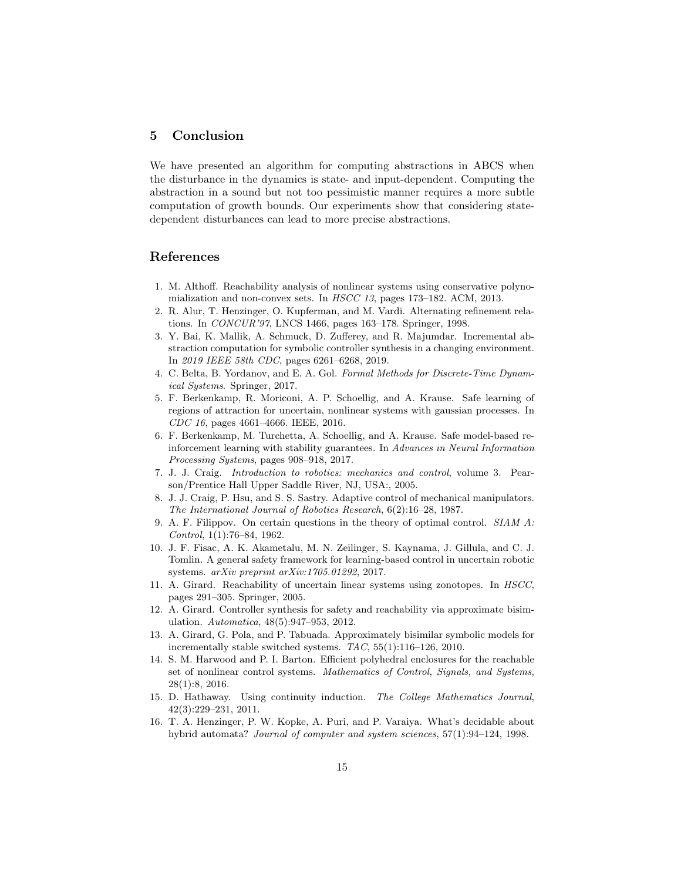## 5 Conclusion

We have presented an algorithm for computing abstractions in ABCS when the disturbance in the dynamics is state- and input-dependent. Computing the abstraction in a sound but not too pessimistic manner requires a more subtle computation of growth bounds. Our experiments show that considering state-dependent disturbances can lead to more precise abstractions.

## References

1. M. Althoff. Reachability analysis of nonlinear systems using conservative polynomialization and non-convex sets. In *HSCC 13*, pages 173–182. ACM, 2013.
2. R. Alur, T. Henzinger, O. Kupferman, and M. Vardi. Alternating refinement relations. In *CONCUR'97*, LNCS 1466, pages 163–178. Springer, 1998.
3. Y. Bai, K. Mallik, A. Schmuck, D. Zufferey, and R. Majumdar. Incremental abstraction computation for symbolic controller synthesis in a changing environment. In *2019 IEEE 58th CDC*, pages 6261–6268, 2019.
4. C. Belta, B. Yordanov, and E. A. Gol. *Formal Methods for Discrete-Time Dynamical Systems*. Springer, 2017.
5. F. Berkenkamp, R. Moriconi, A. P. Schoellig, and A. Krause. Safe learning of regions of attraction for uncertain, nonlinear systems with gaussian processes. In *CDC 16*, pages 4661–4666. IEEE, 2016.
6. F. Berkenkamp, M. Turchetta, A. Schoellig, and A. Krause. Safe model-based reinforcement learning with stability guarantees. In *Advances in Neural Information Processing Systems*, pages 908–918, 2017.
7. J. J. Craig. *Introduction to robotics: mechanics and control*, volume 3. Pearson/Prentice Hall Upper Saddle River, NJ, USA:, 2005.
8. J. J. Craig, P. Hsu, and S. S. Sastry. Adaptive control of mechanical manipulators. *The International Journal of Robotics Research*, 6(2):16–28, 1987.
9. A. F. Filippov. On certain questions in the theory of optimal control. *SIAM A: Control*, 1(1):76–84, 1962.
10. J. F. Fisac, A. K. Akametalu, M. N. Zeilinger, S. Kaynama, J. Gillula, and C. J. Tomlin. A general safety framework for learning-based control in uncertain robotic systems. *arXiv preprint arXiv:1705.01292*, 2017.
11. A. Girard. Reachability of uncertain linear systems using zonotopes. In *HSCC*, pages 291–305. Springer, 2005.
12. A. Girard. Controller synthesis for safety and reachability via approximate bisimulation. *Automatica*, 48(5):947–953, 2012.
13. A. Girard, G. Pola, and P. Tabuada. Approximately bisimilar symbolic models for incrementally stable switched systems. *TAC*, 55(1):116–126, 2010.
14. S. M. Harwood and P. I. Barton. Efficient polyhedral enclosures for the reachable set of nonlinear control systems. *Mathematics of Control, Signals, and Systems*, 28(1):8, 2016.
15. D. Hathaway. Using continuity induction. *The College Mathematics Journal*, 42(3):229–231, 2011.
16. T. A. Henzinger, P. W. Kopke, A. Puri, and P. Varaiya. What's decidable about hybrid automata? *Journal of computer and system sciences*, 57(1):94–124, 1998.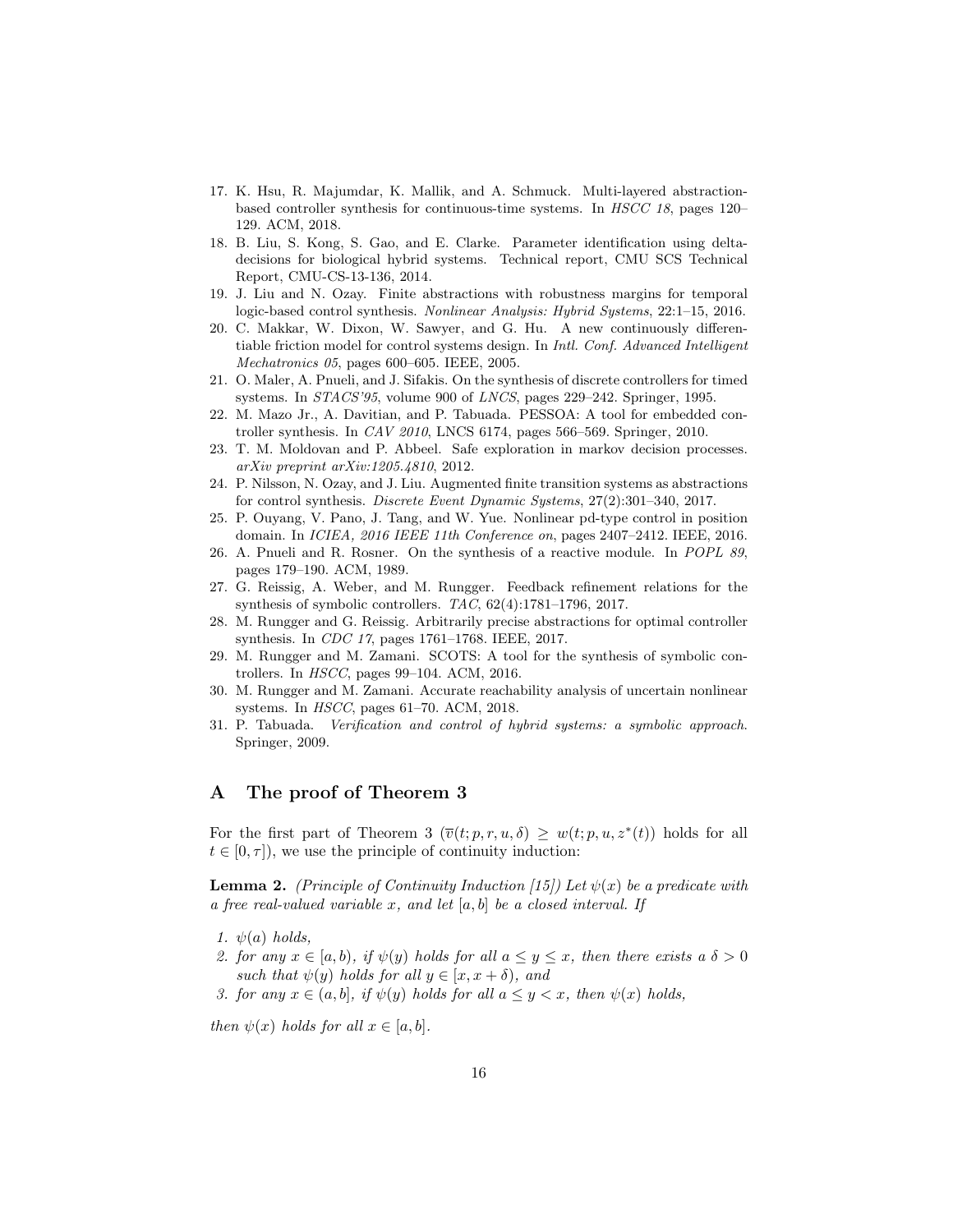17. K. Hsu, R. Majumdar, K. Mallik, and A. Schmuck. Multi-layered abstraction-based controller synthesis for continuous-time systems. In *HSCC 18*, pages 120–129. ACM, 2018.
18. B. Liu, S. Kong, S. Gao, and E. Clarke. Parameter identification using delta-decisions for biological hybrid systems. Technical report, CMU SCS Technical Report, CMU-CS-13-136, 2014.
19. J. Liu and N. Ozay. Finite abstractions with robustness margins for temporal logic-based control synthesis. *Nonlinear Analysis: Hybrid Systems*, 22:1–15, 2016.
20. C. Makkar, W. Dixon, W. Sawyer, and G. Hu. A new continuously differentiable friction model for control systems design. In *Intl. Conf. Advanced Intelligent Mechatronics 05*, pages 600–605. IEEE, 2005.
21. O. Maler, A. Pnueli, and J. Sifakis. On the synthesis of discrete controllers for timed systems. In *STACS'95*, volume 900 of *LNCS*, pages 229–242. Springer, 1995.
22. M. Mazo Jr., A. Davitian, and P. Tabuada. PESSOA: A tool for embedded controller synthesis. In *CAV 2010*, LNCS 6174, pages 566–569. Springer, 2010.
23. T. M. Moldovan and P. Abbeel. Safe exploration in markov decision processes. *arXiv preprint arXiv:1205.4810*, 2012.
24. P. Nilsson, N. Ozay, and J. Liu. Augmented finite transition systems as abstractions for control synthesis. *Discrete Event Dynamic Systems*, 27(2):301–340, 2017.
25. P. Ouyang, V. Pano, J. Tang, and W. Yue. Nonlinear pd-type control in position domain. In *ICIEA, 2016 IEEE 11th Conference on*, pages 2407–2412. IEEE, 2016.
26. A. Pnueli and R. Rosner. On the synthesis of a reactive module. In *POPL 89*, pages 179–190. ACM, 1989.
27. G. Reissig, A. Weber, and M. Rungger. Feedback refinement relations for the synthesis of symbolic controllers. *TAC*, 62(4):1781–1796, 2017.
28. M. Rungger and G. Reissig. Arbitrarily precise abstractions for optimal controller synthesis. In *CDC 17*, pages 1761–1768. IEEE, 2017.
29. M. Rungger and M. Zamani. SCOTS: A tool for the synthesis of symbolic controllers. In *HSCC*, pages 99–104. ACM, 2016.
30. M. Rungger and M. Zamani. Accurate reachability analysis of uncertain nonlinear systems. In *HSCC*, pages 61–70. ACM, 2018.
31. P. Tabuada. *Verification and control of hybrid systems: a symbolic approach*. Springer, 2009.

# A The proof of Theorem 3

For the first part of Theorem 3 ($\overline{v}(t;p,r,u,\delta) \geq w(t;p,u,z^*(t))$ holds for all $t \in [0,\tau]$), we use the principle of continuity induction:

**Lemma 2.** *(Principle of Continuity Induction [15]) Let $\psi(x)$ be a predicate with a free real-valued variable $x$, and let $[a,b]$ be a closed interval. If*

1. *$\psi(a)$ holds,*
2. *for any $x \in [a,b)$, if $\psi(y)$ holds for all $a \leq y \leq x$, then there exists a $\delta > 0$ such that $\psi(y)$ holds for all $y \in [x, x+\delta)$, and*
3. *for any $x \in (a,b]$, if $\psi(y)$ holds for all $a \leq y < x$, then $\psi(x)$ holds,*

*then $\psi(x)$ holds for all $x \in [a,b]$.*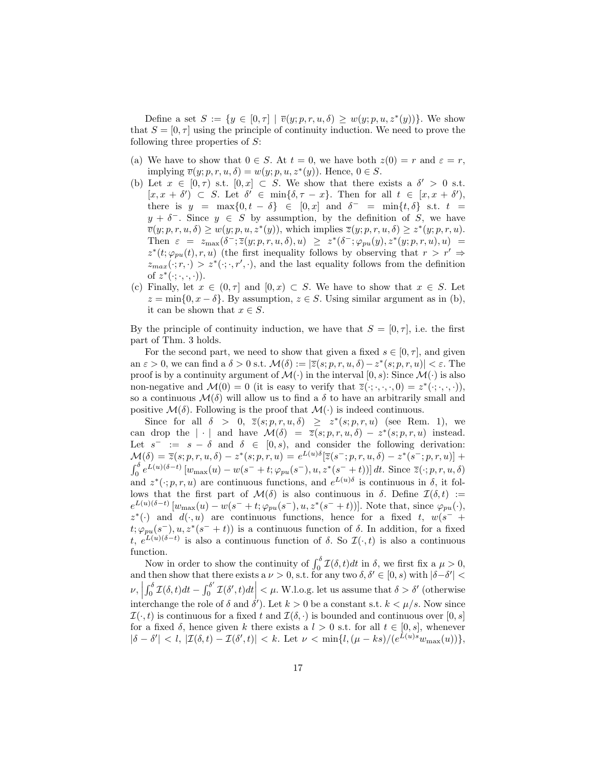Define a set $S := \{y \in [0, \tau] \mid \overline{v}(y; p, r, u, \delta) \geq w(y; p, u, z^*(y))\}$. We show that $S = [0, \tau]$ using the principle of continuity induction. We need to prove the following three properties of $S$:

(a) We have to show that $0 \in S$. At $t = 0$, we have both $z(0) = r$ and $\varepsilon = r$, implying $\overline{v}(y; p, r, u, \delta) = w(y; p, u, z^*(y))$. Hence, $0 \in S$.

(b) Let $x \in [0, \tau)$ s.t. $[0, x] \subset S$. We show that there exists a $\delta' > 0$ s.t. $[x, x + \delta') \subset S$. Let $\delta' \in \min\{\delta, \tau - x\}$. Then for all $t \in [x, x + \delta')$, there is $y = \max\{0, t - \delta\} \in [0, x]$ and $\delta^- = \min\{t, \delta\}$ s.t. $t = y + \delta^-$. Since $y \in S$ by assumption, by the definition of $S$, we have $\overline{v}(y; p, r, u, \delta) \geq w(y; p, u, z^*(y))$, which implies $\overline{z}(y; p, r, u, \delta) \geq z^*(y; p, r, u)$. Then $\varepsilon = z_{\max}(\delta^-; \overline{z}(y; p, r, u, \delta), u) \geq z^*(\delta^-; \varphi_{pu}(y), z^*(y; p, r, u), u) = z^*(t; \varphi_{pu}(t), r, u)$ (the first inequality follows by observing that $r > r' \Rightarrow z_{max}(\cdot; r, \cdot) > z^*(\cdot; \cdot, r', \cdot)$, and the last equality follows from the definition of $z^*(\cdot; \cdot, \cdot, \cdot)$).

(c) Finally, let $x \in (0, \tau]$ and $[0, x) \subset S$. We have to show that $x \in S$. Let $z = \min\{0, x - \delta\}$. By assumption, $z \in S$. Using similar argument as in (b), it can be shown that $x \in S$.

By the principle of continuity induction, we have that $S = [0, \tau]$, i.e. the first part of Thm. 3 holds.

For the second part, we need to show that given a fixed $s \in [0, \tau]$, and given an $\varepsilon > 0$, we can find a $\delta > 0$ s.t. $\mathcal{M}(\delta) := |\overline{z}(s; p, r, u, \delta) - z^*(s; p, r, u)| < \varepsilon$. The proof is by a continuity argument of $\mathcal{M}(\cdot)$ in the interval $[0, s)$: Since $\mathcal{M}(\cdot)$ is also non-negative and $\mathcal{M}(0) = 0$ (it is easy to verify that $\overline{z}(\cdot; \cdot, \cdot, \cdot, 0) = z^*(\cdot; \cdot, \cdot, \cdot)$), so a continuous $\mathcal{M}(\delta)$ will allow us to find a $\delta$ to have an arbitrarily small and positive $\mathcal{M}(\delta)$. Following is the proof that $\mathcal{M}(\cdot)$ is indeed continuous.

Since for all $\delta > 0$, $\overline{z}(s; p, r, u, \delta) \geq z^*(s; p, r, u)$ (see Rem. 1), we can drop the $|\cdot|$ and have $\mathcal{M}(\delta) = \overline{z}(s; p, r, u, \delta) - z^*(s; p, r, u)$ instead. Let $s^- := s - \delta$ and $\delta \in [0, s)$, and consider the following derivation: $\mathcal{M}(\delta) = \overline{z}(s; p, r, u, \delta) - z^*(s; p, r, u) = e^{L(u)\delta}[\overline{z}(s^-; p, r, u, \delta) - z^*(s^-; p, r, u)] + \int_0^\delta e^{L(u)(\delta - t)} [w_{\max}(u) - w(s^- + t; \varphi_{pu}(s^-), u, z^*(s^- + t))] \, dt$. Since $\overline{z}(\cdot; p, r, u, \delta)$ and $z^*(\cdot; p, r, u)$ are continuous functions, and $e^{L(u)\delta}$ is continuous in $\delta$, it follows that the first part of $\mathcal{M}(\delta)$ is also continuous in $\delta$. Define $\mathcal{I}(\delta, t) := e^{L(u)(\delta - t)} [w_{\max}(u) - w(s^- + t; \varphi_{pu}(s^-), u, z^*(s^- + t))]$. Note that, since $\varphi_{pu}(\cdot)$, $z^*(\cdot)$ and $d(\cdot, u)$ are continuous functions, hence for a fixed $t$, $w(s^- + t; \varphi_{pu}(s^-), u, z^*(s^- + t))$ is a continuous function of $\delta$. In addition, for a fixed $t$, $e^{L(u)(\delta - t)}$ is also a continuous function of $\delta$. So $\mathcal{I}(\cdot, t)$ is also a continuous function.

Now in order to show the continuity of $\int_0^\delta \mathcal{I}(\delta, t) dt$ in $\delta$, we first fix a $\mu > 0$, and then show that there exists a $\nu > 0$, s.t. for any two $\delta, \delta' \in [0, s)$ with $|\delta - \delta'| < \nu$, $\left| \int_0^\delta \mathcal{I}(\delta, t) dt - \int_0^{\delta'} \mathcal{I}(\delta', t) dt \right| < \mu$. W.l.o.g. let us assume that $\delta > \delta'$ (otherwise interchange the role of $\delta$ and $\delta'$). Let $k > 0$ be a constant s.t. $k < \mu / s$. Now since $\mathcal{I}(\cdot, t)$ is continuous for a fixed $t$ and $\mathcal{I}(\delta, \cdot)$ is bounded and continuous over $[0, s]$ for a fixed $\delta$, hence given $k$ there exists a $l > 0$ s.t. for all $t \in [0, s]$, whenever $|\delta - \delta'| < l$, $|\mathcal{I}(\delta, t) - \mathcal{I}(\delta', t)| < k$. Let $\nu < \min\{l, (\mu - ks)/(e^{L(u)s} w_{\max}(u))\}$,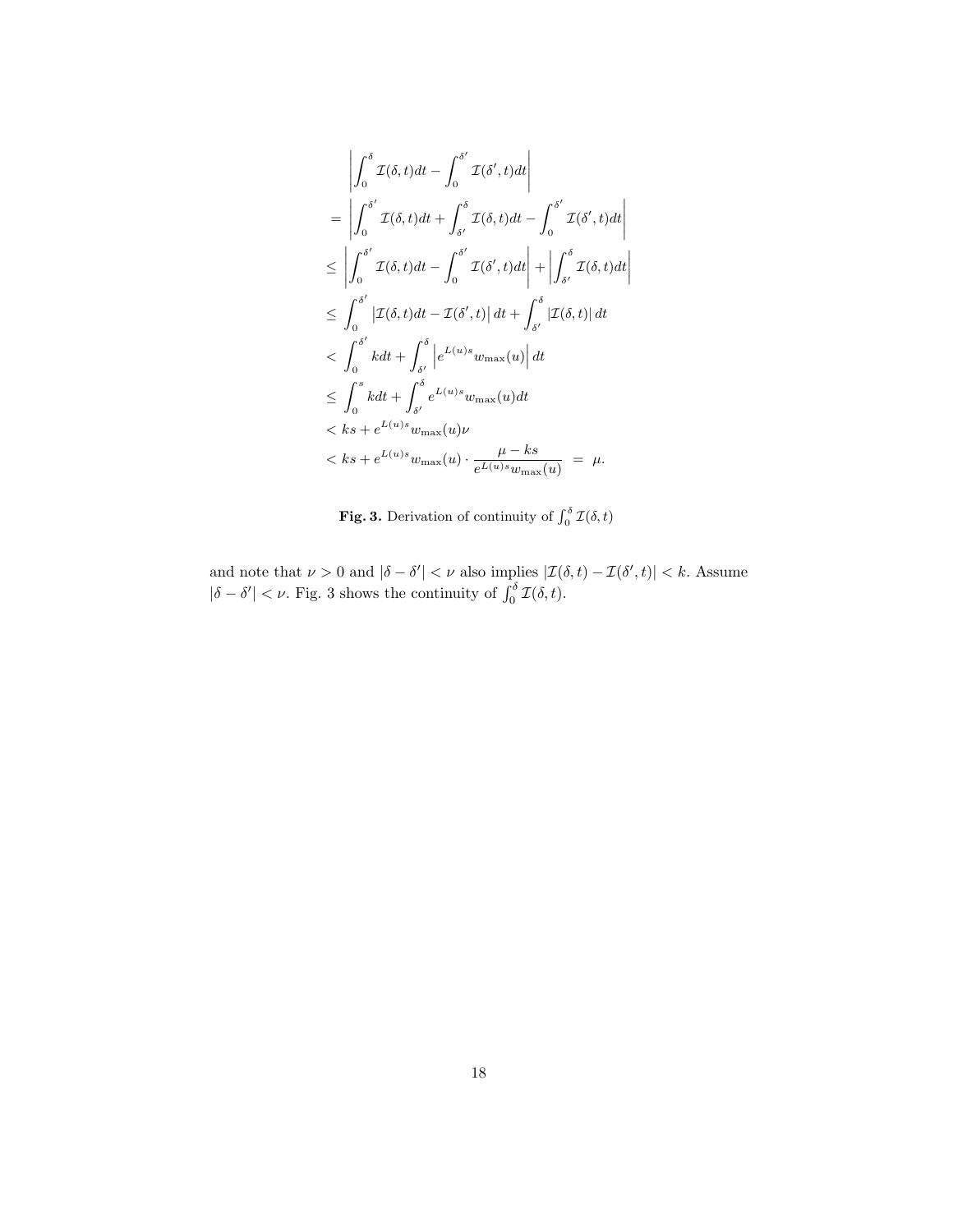$$
\begin{aligned}
&\left| \int_0^{\delta} \mathcal{I}(\delta, t)dt - \int_0^{\delta'} \mathcal{I}(\delta', t)dt \right| \\
&= \left| \int_0^{\delta'} \mathcal{I}(\delta, t)dt + \int_{\delta'}^{\delta} \mathcal{I}(\delta, t)dt - \int_0^{\delta'} \mathcal{I}(\delta', t)dt \right| \\
&\leq \left| \int_0^{\delta'} \mathcal{I}(\delta, t)dt - \int_0^{\delta'} \mathcal{I}(\delta', t)dt \right| + \left| \int_{\delta'}^{\delta} \mathcal{I}(\delta, t)dt \right| \\
&\leq \int_0^{\delta'} \left| \mathcal{I}(\delta, t)dt - \mathcal{I}(\delta', t) \right| dt + \int_{\delta'}^{\delta} \left| \mathcal{I}(\delta, t) \right| dt \\
&< \int_0^{\delta'} kdt + \int_{\delta'}^{\delta} \left| e^{L(u)s} w_{\max}(u) \right| dt \\
&\leq \int_0^{s} kdt + \int_{\delta'}^{\delta} e^{L(u)s} w_{\max}(u) dt \\
&< ks + e^{L(u)s} w_{\max}(u)\nu \\
&< ks + e^{L(u)s} w_{\max}(u) \cdot \frac{\mu - ks}{e^{L(u)s} w_{\max}(u)} \;=\; \mu.
\end{aligned}
$$

**Fig. 3.** Derivation of continuity of $\int_0^{\delta} \mathcal{I}(\delta, t)$

and note that $\nu > 0$ and $|\delta - \delta'| < \nu$ also implies $|\mathcal{I}(\delta, t) - \mathcal{I}(\delta', t)| < k$. Assume $|\delta - \delta'| < \nu$. Fig. 3 shows the continuity of $\int_0^{\delta} \mathcal{I}(\delta, t)$.